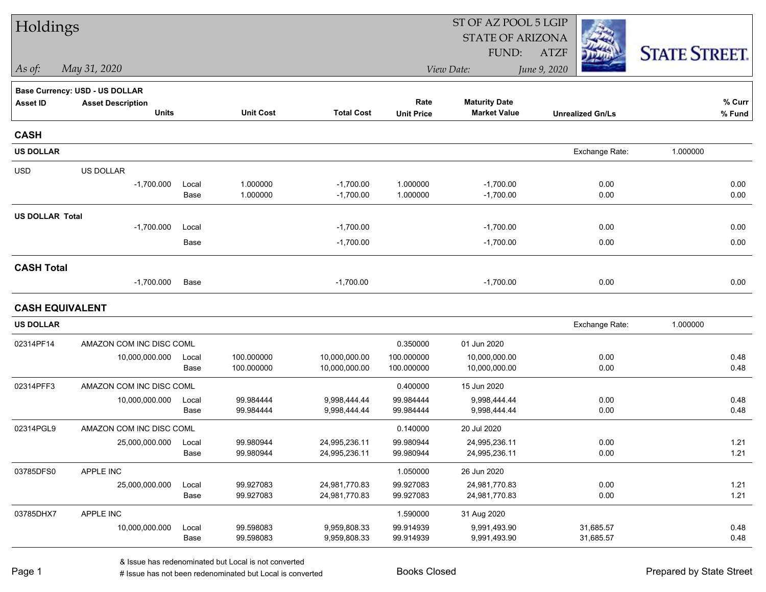# Holdings

ST OF AZ POOL 5 LGIP
STATE OF ARIZONA
FUND: ATZF

*As of:* *May 31, 2020*

*View Date:* *June 9, 2020*

STATE STREET.

**Base Currency: USD - US DOLLAR**

| Asset ID | Asset Description / Units | | Unit Cost | Total Cost | Rate / Unit Price | Maturity Date / Market Value | Unrealized Gn/Ls | % Curr / % Fund |
|---|---|---|---|---|---|---|---|---|
| **CASH** | | | | | | | | |
| **US DOLLAR** | | | | | | | Exchange Rate: 1.000000 | |
| USD | US DOLLAR | | | | | | | |
| | -1,700.000 | Local | 1.000000 | -1,700.00 | 1.000000 | -1,700.00 | 0.00 | 0.00 |
| | | Base | 1.000000 | -1,700.00 | 1.000000 | -1,700.00 | 0.00 | 0.00 |
| **US DOLLAR Total** | | | | | | | | |
| | -1,700.000 | Local | | -1,700.00 | | -1,700.00 | 0.00 | 0.00 |
| | | Base | | -1,700.00 | | -1,700.00 | 0.00 | 0.00 |
| **CASH Total** | | | | | | | | |
| | -1,700.000 | Base | | -1,700.00 | | -1,700.00 | 0.00 | 0.00 |
| **CASH EQUIVALENT** | | | | | | | | |
| **US DOLLAR** | | | | | | | Exchange Rate: 1.000000 | |
| 02314PF14 | AMAZON COM INC DISC COML | | | | 0.350000 | 01 Jun 2020 | | |
| | 10,000,000.000 | Local | 100.000000 | 10,000,000.00 | 100.000000 | 10,000,000.00 | 0.00 | 0.48 |
| | | Base | 100.000000 | 10,000,000.00 | 100.000000 | 10,000,000.00 | 0.00 | 0.48 |
| 02314PFF3 | AMAZON COM INC DISC COML | | | | 0.400000 | 15 Jun 2020 | | |
| | 10,000,000.000 | Local | 99.984444 | 9,998,444.44 | 99.984444 | 9,998,444.44 | 0.00 | 0.48 |
| | | Base | 99.984444 | 9,998,444.44 | 99.984444 | 9,998,444.44 | 0.00 | 0.48 |
| 02314PGL9 | AMAZON COM INC DISC COML | | | | 0.140000 | 20 Jul 2020 | | |
| | 25,000,000.000 | Local | 99.980944 | 24,995,236.11 | 99.980944 | 24,995,236.11 | 0.00 | 1.21 |
| | | Base | 99.980944 | 24,995,236.11 | 99.980944 | 24,995,236.11 | 0.00 | 1.21 |
| 03785DFS0 | APPLE INC | | | | 1.050000 | 26 Jun 2020 | | |
| | 25,000,000.000 | Local | 99.927083 | 24,981,770.83 | 99.927083 | 24,981,770.83 | 0.00 | 1.21 |
| | | Base | 99.927083 | 24,981,770.83 | 99.927083 | 24,981,770.83 | 0.00 | 1.21 |
| 03785DHX7 | APPLE INC | | | | 1.590000 | 31 Aug 2020 | | |
| | 10,000,000.000 | Local | 99.598083 | 9,959,808.33 | 99.914939 | 9,991,493.90 | 31,685.57 | 0.48 |
| | | Base | 99.598083 | 9,959,808.33 | 99.914939 | 9,991,493.90 | 31,685.57 | 0.48 |

& Issue has redenominated but Local is not converted
# Issue has not been redenominated but Local is converted

Books Closed

Prepared by State Street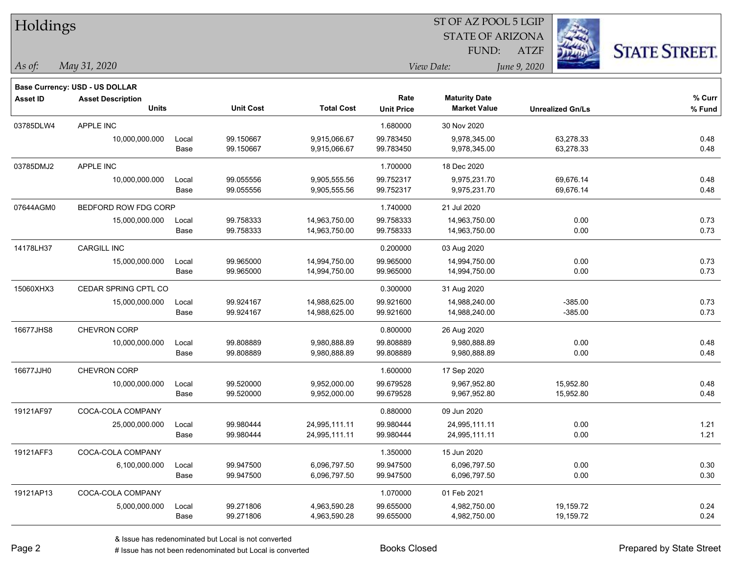# Holdings

ST OF AZ POOL 5 LGIP
STATE OF ARIZONA
FUND: ATZF

*As of:* *May 31, 2020*

*View Date:* *June 9, 2020*

STATE STREET.

**Base Currency: USD - US DOLLAR**

| Asset ID | Asset Description / Units | | Unit Cost | Total Cost | Rate / Unit Price | Maturity Date / Market Value | Unrealized Gn/Ls | % Curr / % Fund |
|---|---|---|---|---|---|---|---|---|
| 03785DLW4 | APPLE INC | | | | 1.680000 | 30 Nov 2020 | | |
| | 10,000,000.000 | Local | 99.150667 | 9,915,066.67 | 99.783450 | 9,978,345.00 | 63,278.33 | 0.48 |
| | | Base | 99.150667 | 9,915,066.67 | 99.783450 | 9,978,345.00 | 63,278.33 | 0.48 |
| 03785DMJ2 | APPLE INC | | | | 1.700000 | 18 Dec 2020 | | |
| | 10,000,000.000 | Local | 99.055556 | 9,905,555.56 | 99.752317 | 9,975,231.70 | 69,676.14 | 0.48 |
| | | Base | 99.055556 | 9,905,555.56 | 99.752317 | 9,975,231.70 | 69,676.14 | 0.48 |
| 07644AGM0 | BEDFORD ROW FDG CORP | | | | 1.740000 | 21 Jul 2020 | | |
| | 15,000,000.000 | Local | 99.758333 | 14,963,750.00 | 99.758333 | 14,963,750.00 | 0.00 | 0.73 |
| | | Base | 99.758333 | 14,963,750.00 | 99.758333 | 14,963,750.00 | 0.00 | 0.73 |
| 14178LH37 | CARGILL INC | | | | 0.200000 | 03 Aug 2020 | | |
| | 15,000,000.000 | Local | 99.965000 | 14,994,750.00 | 99.965000 | 14,994,750.00 | 0.00 | 0.73 |
| | | Base | 99.965000 | 14,994,750.00 | 99.965000 | 14,994,750.00 | 0.00 | 0.73 |
| 15060XHX3 | CEDAR SPRING CPTL CO | | | | 0.300000 | 31 Aug 2020 | | |
| | 15,000,000.000 | Local | 99.924167 | 14,988,625.00 | 99.921600 | 14,988,240.00 | -385.00 | 0.73 |
| | | Base | 99.924167 | 14,988,625.00 | 99.921600 | 14,988,240.00 | -385.00 | 0.73 |
| 16677JHS8 | CHEVRON CORP | | | | 0.800000 | 26 Aug 2020 | | |
| | 10,000,000.000 | Local | 99.808889 | 9,980,888.89 | 99.808889 | 9,980,888.89 | 0.00 | 0.48 |
| | | Base | 99.808889 | 9,980,888.89 | 99.808889 | 9,980,888.89 | 0.00 | 0.48 |
| 16677JJH0 | CHEVRON CORP | | | | 1.600000 | 17 Sep 2020 | | |
| | 10,000,000.000 | Local | 99.520000 | 9,952,000.00 | 99.679528 | 9,967,952.80 | 15,952.80 | 0.48 |
| | | Base | 99.520000 | 9,952,000.00 | 99.679528 | 9,967,952.80 | 15,952.80 | 0.48 |
| 19121AF97 | COCA-COLA COMPANY | | | | 0.880000 | 09 Jun 2020 | | |
| | 25,000,000.000 | Local | 99.980444 | 24,995,111.11 | 99.980444 | 24,995,111.11 | 0.00 | 1.21 |
| | | Base | 99.980444 | 24,995,111.11 | 99.980444 | 24,995,111.11 | 0.00 | 1.21 |
| 19121AFF3 | COCA-COLA COMPANY | | | | 1.350000 | 15 Jun 2020 | | |
| | 6,100,000.000 | Local | 99.947500 | 6,096,797.50 | 99.947500 | 6,096,797.50 | 0.00 | 0.30 |
| | | Base | 99.947500 | 6,096,797.50 | 99.947500 | 6,096,797.50 | 0.00 | 0.30 |
| 19121AP13 | COCA-COLA COMPANY | | | | 1.070000 | 01 Feb 2021 | | |
| | 5,000,000.000 | Local | 99.271806 | 4,963,590.28 | 99.655000 | 4,982,750.00 | 19,159.72 | 0.24 |
| | | Base | 99.271806 | 4,963,590.28 | 99.655000 | 4,982,750.00 | 19,159.72 | 0.24 |

& Issue has redenominated but Local is not converted
# Issue has not been redenominated but Local is converted

Books Closed

Prepared by State Street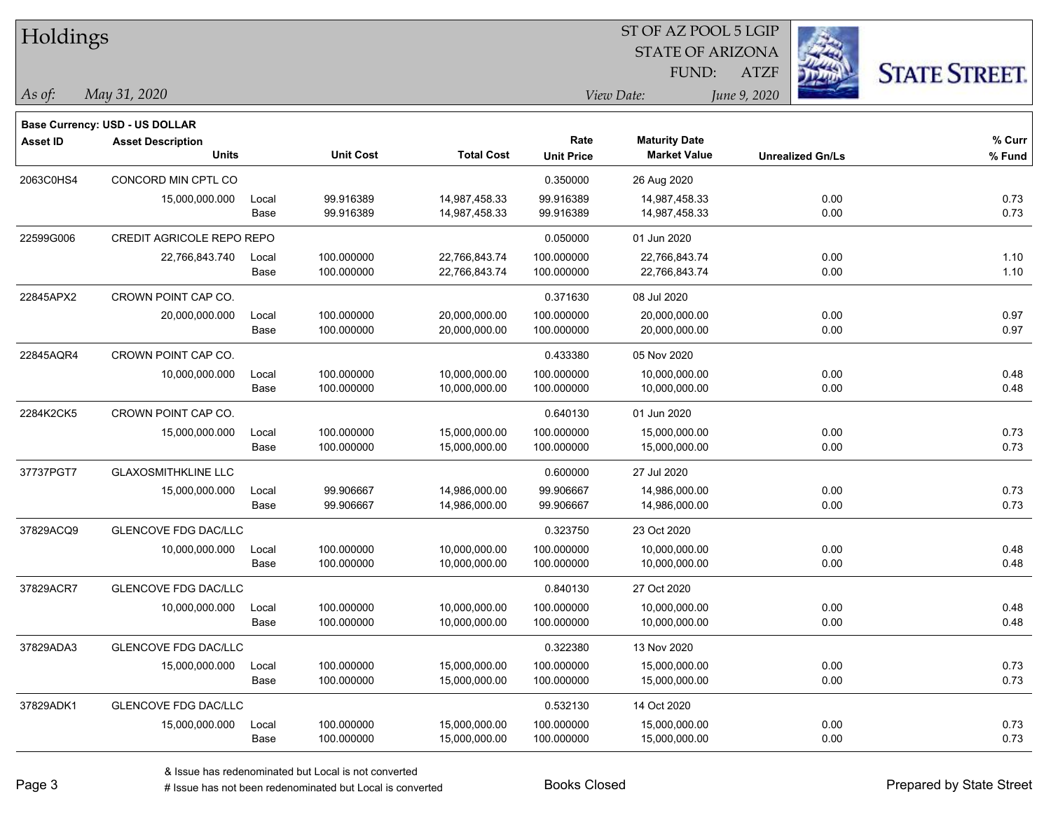# Holdings

ST OF AZ POOL 5 LGIP
STATE OF ARIZONA
FUND: ATZF

*As of:* *May 31, 2020*

*View Date:* *June 9, 2020*

**Base Currency: USD - US DOLLAR**

| Asset ID | Asset Description / Units | | Unit Cost | Total Cost | Rate / Unit Price | Maturity Date / Market Value | Unrealized Gn/Ls | % Curr / % Fund |
|---|---|---|---|---|---|---|---|---|
| 2063C0HS4 | CONCORD MIN CPTL CO | | | | 0.350000 | 26 Aug 2020 | | |
| | 15,000,000.000 | Local | 99.916389 | 14,987,458.33 | 99.916389 | 14,987,458.33 | 0.00 | 0.73 |
| | | Base | 99.916389 | 14,987,458.33 | 99.916389 | 14,987,458.33 | 0.00 | 0.73 |
| 22599G006 | CREDIT AGRICOLE REPO REPO | | | | 0.050000 | 01 Jun 2020 | | |
| | 22,766,843.740 | Local | 100.000000 | 22,766,843.74 | 100.000000 | 22,766,843.74 | 0.00 | 1.10 |
| | | Base | 100.000000 | 22,766,843.74 | 100.000000 | 22,766,843.74 | 0.00 | 1.10 |
| 22845APX2 | CROWN POINT CAP CO. | | | | 0.371630 | 08 Jul 2020 | | |
| | 20,000,000.000 | Local | 100.000000 | 20,000,000.00 | 100.000000 | 20,000,000.00 | 0.00 | 0.97 |
| | | Base | 100.000000 | 20,000,000.00 | 100.000000 | 20,000,000.00 | 0.00 | 0.97 |
| 22845AQR4 | CROWN POINT CAP CO. | | | | 0.433380 | 05 Nov 2020 | | |
| | 10,000,000.000 | Local | 100.000000 | 10,000,000.00 | 100.000000 | 10,000,000.00 | 0.00 | 0.48 |
| | | Base | 100.000000 | 10,000,000.00 | 100.000000 | 10,000,000.00 | 0.00 | 0.48 |
| 2284K2CK5 | CROWN POINT CAP CO. | | | | 0.640130 | 01 Jun 2020 | | |
| | 15,000,000.000 | Local | 100.000000 | 15,000,000.00 | 100.000000 | 15,000,000.00 | 0.00 | 0.73 |
| | | Base | 100.000000 | 15,000,000.00 | 100.000000 | 15,000,000.00 | 0.00 | 0.73 |
| 37737PGT7 | GLAXOSMITHKLINE LLC | | | | 0.600000 | 27 Jul 2020 | | |
| | 15,000,000.000 | Local | 99.906667 | 14,986,000.00 | 99.906667 | 14,986,000.00 | 0.00 | 0.73 |
| | | Base | 99.906667 | 14,986,000.00 | 99.906667 | 14,986,000.00 | 0.00 | 0.73 |
| 37829ACQ9 | GLENCOVE FDG DAC/LLC | | | | 0.323750 | 23 Oct 2020 | | |
| | 10,000,000.000 | Local | 100.000000 | 10,000,000.00 | 100.000000 | 10,000,000.00 | 0.00 | 0.48 |
| | | Base | 100.000000 | 10,000,000.00 | 100.000000 | 10,000,000.00 | 0.00 | 0.48 |
| 37829ACR7 | GLENCOVE FDG DAC/LLC | | | | 0.840130 | 27 Oct 2020 | | |
| | 10,000,000.000 | Local | 100.000000 | 10,000,000.00 | 100.000000 | 10,000,000.00 | 0.00 | 0.48 |
| | | Base | 100.000000 | 10,000,000.00 | 100.000000 | 10,000,000.00 | 0.00 | 0.48 |
| 37829ADA3 | GLENCOVE FDG DAC/LLC | | | | 0.322380 | 13 Nov 2020 | | |
| | 15,000,000.000 | Local | 100.000000 | 15,000,000.00 | 100.000000 | 15,000,000.00 | 0.00 | 0.73 |
| | | Base | 100.000000 | 15,000,000.00 | 100.000000 | 15,000,000.00 | 0.00 | 0.73 |
| 37829ADK1 | GLENCOVE FDG DAC/LLC | | | | 0.532130 | 14 Oct 2020 | | |
| | 15,000,000.000 | Local | 100.000000 | 15,000,000.00 | 100.000000 | 15,000,000.00 | 0.00 | 0.73 |
| | | Base | 100.000000 | 15,000,000.00 | 100.000000 | 15,000,000.00 | 0.00 | 0.73 |

& Issue has redenominated but Local is not converted
# Issue has not been redenominated but Local is converted

Books Closed

Prepared by State Street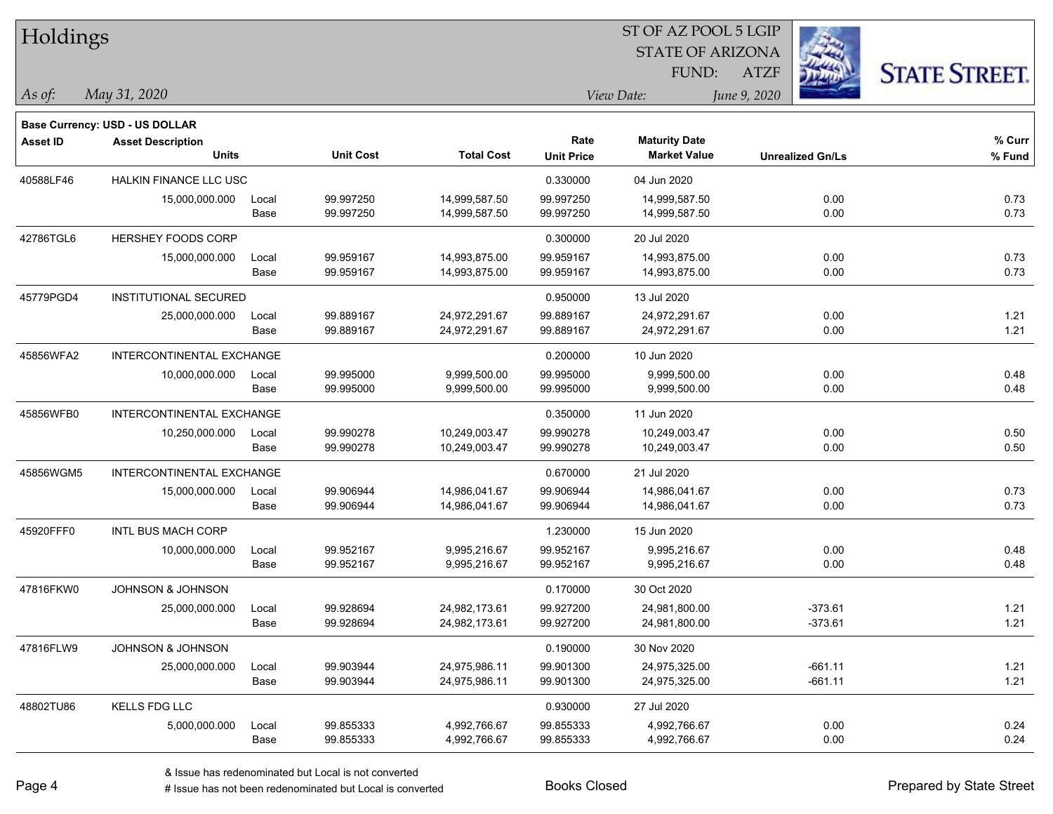# Holdings

ST OF AZ POOL 5 LGIP
STATE OF ARIZONA
FUND: ATZF

*As of:* *May 31, 2020*

*View Date:* *June 9, 2020*

STATE STREET.

**Base Currency: USD - US DOLLAR**

| Asset ID | Asset Description / Units | | Unit Cost | Total Cost | Rate / Unit Price | Maturity Date / Market Value | Unrealized Gn/Ls | % Curr / % Fund |
|---|---|---|---|---|---|---|---|---|
| 40588LF46 | HALKIN FINANCE LLC USC | | | | 0.330000 | 04 Jun 2020 | | |
| | 15,000,000.000 | Local | 99.997250 | 14,999,587.50 | 99.997250 | 14,999,587.50 | 0.00 | 0.73 |
| | | Base | 99.997250 | 14,999,587.50 | 99.997250 | 14,999,587.50 | 0.00 | 0.73 |
| 42786TGL6 | HERSHEY FOODS CORP | | | | 0.300000 | 20 Jul 2020 | | |
| | 15,000,000.000 | Local | 99.959167 | 14,993,875.00 | 99.959167 | 14,993,875.00 | 0.00 | 0.73 |
| | | Base | 99.959167 | 14,993,875.00 | 99.959167 | 14,993,875.00 | 0.00 | 0.73 |
| 45779PGD4 | INSTITUTIONAL SECURED | | | | 0.950000 | 13 Jul 2020 | | |
| | 25,000,000.000 | Local | 99.889167 | 24,972,291.67 | 99.889167 | 24,972,291.67 | 0.00 | 1.21 |
| | | Base | 99.889167 | 24,972,291.67 | 99.889167 | 24,972,291.67 | 0.00 | 1.21 |
| 45856WFA2 | INTERCONTINENTAL EXCHANGE | | | | 0.200000 | 10 Jun 2020 | | |
| | 10,000,000.000 | Local | 99.995000 | 9,999,500.00 | 99.995000 | 9,999,500.00 | 0.00 | 0.48 |
| | | Base | 99.995000 | 9,999,500.00 | 99.995000 | 9,999,500.00 | 0.00 | 0.48 |
| 45856WFB0 | INTERCONTINENTAL EXCHANGE | | | | 0.350000 | 11 Jun 2020 | | |
| | 10,250,000.000 | Local | 99.990278 | 10,249,003.47 | 99.990278 | 10,249,003.47 | 0.00 | 0.50 |
| | | Base | 99.990278 | 10,249,003.47 | 99.990278 | 10,249,003.47 | 0.00 | 0.50 |
| 45856WGM5 | INTERCONTINENTAL EXCHANGE | | | | 0.670000 | 21 Jul 2020 | | |
| | 15,000,000.000 | Local | 99.906944 | 14,986,041.67 | 99.906944 | 14,986,041.67 | 0.00 | 0.73 |
| | | Base | 99.906944 | 14,986,041.67 | 99.906944 | 14,986,041.67 | 0.00 | 0.73 |
| 45920FFF0 | INTL BUS MACH CORP | | | | 1.230000 | 15 Jun 2020 | | |
| | 10,000,000.000 | Local | 99.952167 | 9,995,216.67 | 99.952167 | 9,995,216.67 | 0.00 | 0.48 |
| | | Base | 99.952167 | 9,995,216.67 | 99.952167 | 9,995,216.67 | 0.00 | 0.48 |
| 47816FKW0 | JOHNSON & JOHNSON | | | | 0.170000 | 30 Oct 2020 | | |
| | 25,000,000.000 | Local | 99.928694 | 24,982,173.61 | 99.927200 | 24,981,800.00 | -373.61 | 1.21 |
| | | Base | 99.928694 | 24,982,173.61 | 99.927200 | 24,981,800.00 | -373.61 | 1.21 |
| 47816FLW9 | JOHNSON & JOHNSON | | | | 0.190000 | 30 Nov 2020 | | |
| | 25,000,000.000 | Local | 99.903944 | 24,975,986.11 | 99.901300 | 24,975,325.00 | -661.11 | 1.21 |
| | | Base | 99.903944 | 24,975,986.11 | 99.901300 | 24,975,325.00 | -661.11 | 1.21 |
| 48802TU86 | KELLS FDG LLC | | | | 0.930000 | 27 Jul 2020 | | |
| | 5,000,000.000 | Local | 99.855333 | 4,992,766.67 | 99.855333 | 4,992,766.67 | 0.00 | 0.24 |
| | | Base | 99.855333 | 4,992,766.67 | 99.855333 | 4,992,766.67 | 0.00 | 0.24 |

& Issue has redenominated but Local is not converted
# Issue has not been redenominated but Local is converted

Books Closed

Prepared by State Street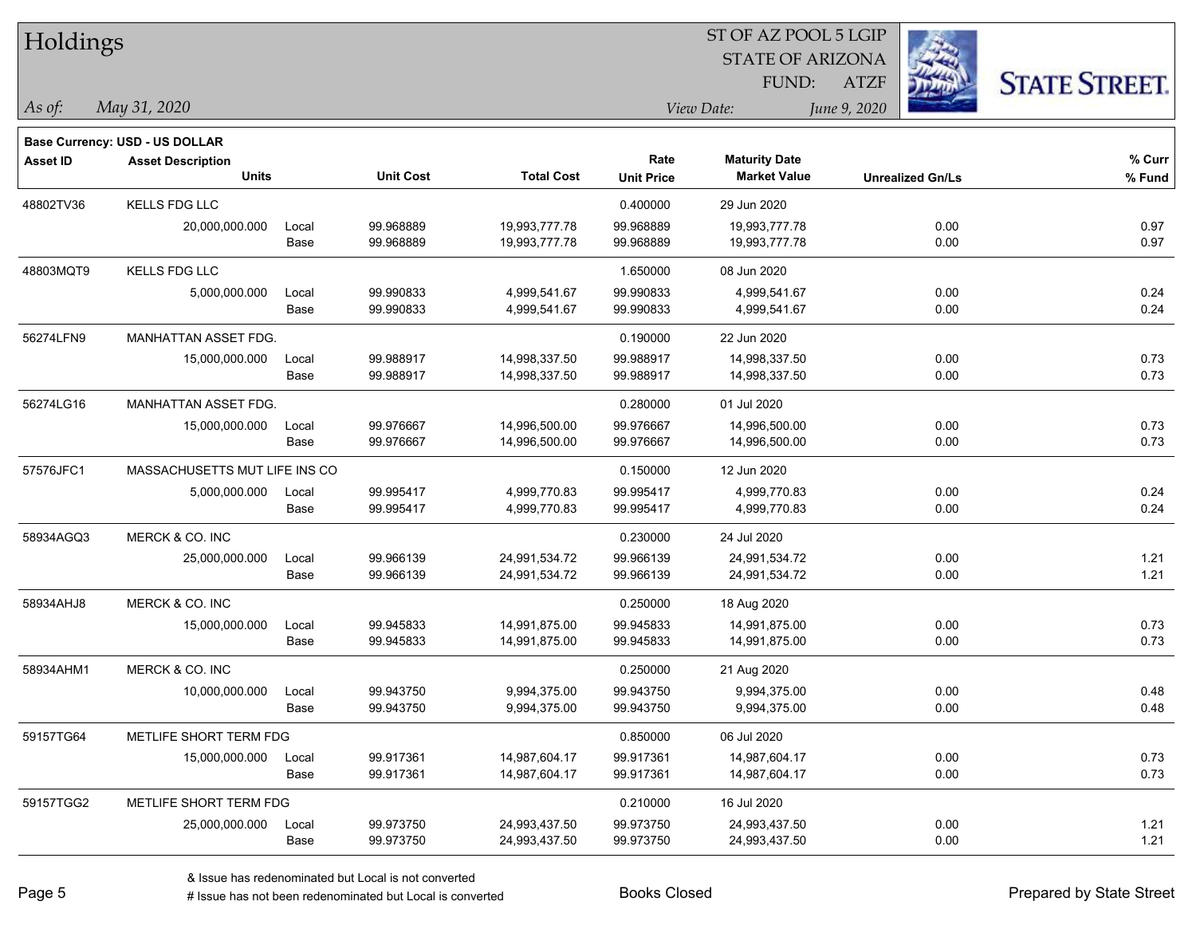# Holdings

ST OF AZ POOL 5 LGIP
STATE OF ARIZONA
FUND: ATZF

*As of:* *May 31, 2020*

*View Date:* *June 9, 2020*

**Base Currency: USD - US DOLLAR**

| Asset ID | Asset Description / Units | | Unit Cost | Total Cost | Rate / Unit Price | Maturity Date / Market Value | Unrealized Gn/Ls | % Curr / % Fund |
|---|---|---|---|---|---|---|---|---|
| 48802TV36 | KELLS FDG LLC | | | | 0.400000 | 29 Jun 2020 | | |
| | 20,000,000.000 | Local | 99.968889 | 19,993,777.78 | 99.968889 | 19,993,777.78 | 0.00 | 0.97 |
| | | Base | 99.968889 | 19,993,777.78 | 99.968889 | 19,993,777.78 | 0.00 | 0.97 |
| 48803MQT9 | KELLS FDG LLC | | | | 1.650000 | 08 Jun 2020 | | |
| | 5,000,000.000 | Local | 99.990833 | 4,999,541.67 | 99.990833 | 4,999,541.67 | 0.00 | 0.24 |
| | | Base | 99.990833 | 4,999,541.67 | 99.990833 | 4,999,541.67 | 0.00 | 0.24 |
| 56274LFN9 | MANHATTAN ASSET FDG. | | | | 0.190000 | 22 Jun 2020 | | |
| | 15,000,000.000 | Local | 99.988917 | 14,998,337.50 | 99.988917 | 14,998,337.50 | 0.00 | 0.73 |
| | | Base | 99.988917 | 14,998,337.50 | 99.988917 | 14,998,337.50 | 0.00 | 0.73 |
| 56274LG16 | MANHATTAN ASSET FDG. | | | | 0.280000 | 01 Jul 2020 | | |
| | 15,000,000.000 | Local | 99.976667 | 14,996,500.00 | 99.976667 | 14,996,500.00 | 0.00 | 0.73 |
| | | Base | 99.976667 | 14,996,500.00 | 99.976667 | 14,996,500.00 | 0.00 | 0.73 |
| 57576JFC1 | MASSACHUSETTS MUT LIFE INS CO | | | | 0.150000 | 12 Jun 2020 | | |
| | 5,000,000.000 | Local | 99.995417 | 4,999,770.83 | 99.995417 | 4,999,770.83 | 0.00 | 0.24 |
| | | Base | 99.995417 | 4,999,770.83 | 99.995417 | 4,999,770.83 | 0.00 | 0.24 |
| 58934AGQ3 | MERCK & CO. INC | | | | 0.230000 | 24 Jul 2020 | | |
| | 25,000,000.000 | Local | 99.966139 | 24,991,534.72 | 99.966139 | 24,991,534.72 | 0.00 | 1.21 |
| | | Base | 99.966139 | 24,991,534.72 | 99.966139 | 24,991,534.72 | 0.00 | 1.21 |
| 58934AHJ8 | MERCK & CO. INC | | | | 0.250000 | 18 Aug 2020 | | |
| | 15,000,000.000 | Local | 99.945833 | 14,991,875.00 | 99.945833 | 14,991,875.00 | 0.00 | 0.73 |
| | | Base | 99.945833 | 14,991,875.00 | 99.945833 | 14,991,875.00 | 0.00 | 0.73 |
| 58934AHM1 | MERCK & CO. INC | | | | 0.250000 | 21 Aug 2020 | | |
| | 10,000,000.000 | Local | 99.943750 | 9,994,375.00 | 99.943750 | 9,994,375.00 | 0.00 | 0.48 |
| | | Base | 99.943750 | 9,994,375.00 | 99.943750 | 9,994,375.00 | 0.00 | 0.48 |
| 59157TG64 | METLIFE SHORT TERM FDG | | | | 0.850000 | 06 Jul 2020 | | |
| | 15,000,000.000 | Local | 99.917361 | 14,987,604.17 | 99.917361 | 14,987,604.17 | 0.00 | 0.73 |
| | | Base | 99.917361 | 14,987,604.17 | 99.917361 | 14,987,604.17 | 0.00 | 0.73 |
| 59157TGG2 | METLIFE SHORT TERM FDG | | | | 0.210000 | 16 Jul 2020 | | |
| | 25,000,000.000 | Local | 99.973750 | 24,993,437.50 | 99.973750 | 24,993,437.50 | 0.00 | 1.21 |
| | | Base | 99.973750 | 24,993,437.50 | 99.973750 | 24,993,437.50 | 0.00 | 1.21 |

& Issue has redenominated but Local is not converted
# Issue has not been redenominated but Local is converted

Books Closed

Prepared by State Street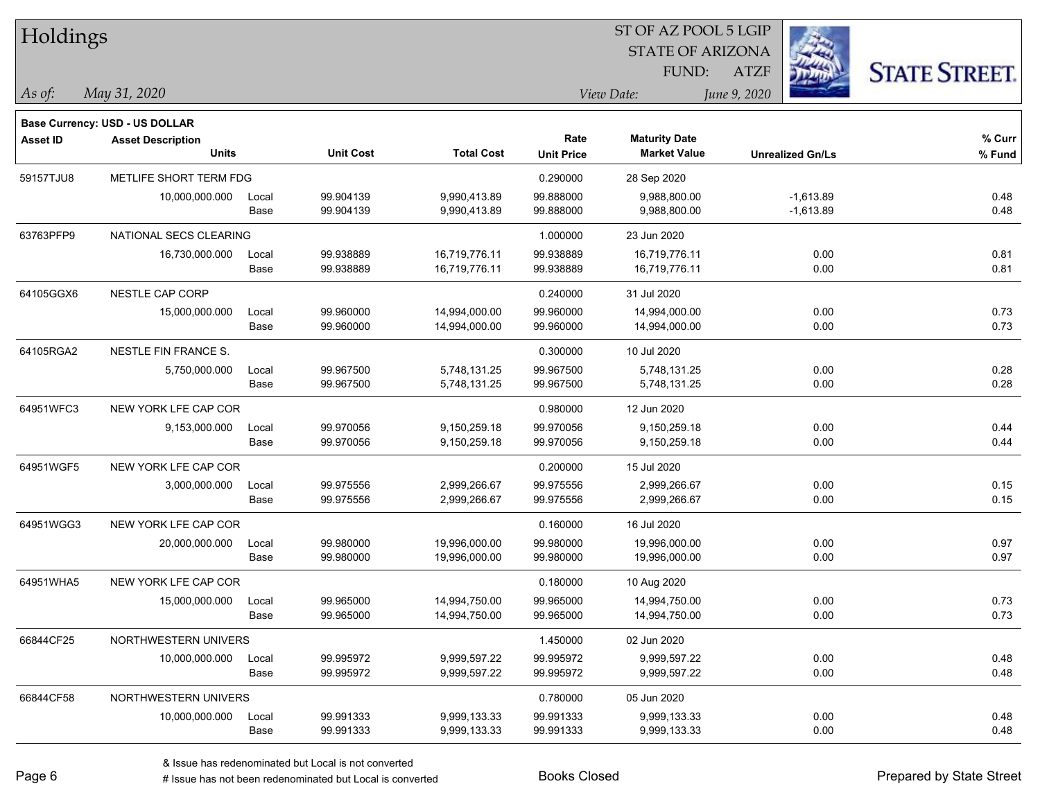# Holdings

ST OF AZ POOL 5 LGIP
STATE OF ARIZONA
FUND: ATZF

*As of:* *May 31, 2020*

*View Date:* *June 9, 2020*

**Base Currency: USD - US DOLLAR**

| Asset ID | Asset Description / Units | | Unit Cost | Total Cost | Rate / Unit Price | Maturity Date / Market Value | Unrealized Gn/Ls | % Curr / % Fund |
|---|---|---|---|---|---|---|---|---|
| 59157TJU8 | METLIFE SHORT TERM FDG | | | | 0.290000 | 28 Sep 2020 | | |
| | 10,000,000.000 | Local | 99.904139 | 9,990,413.89 | 99.888000 | 9,988,800.00 | -1,613.89 | 0.48 |
| | | Base | 99.904139 | 9,990,413.89 | 99.888000 | 9,988,800.00 | -1,613.89 | 0.48 |
| 63763PFP9 | NATIONAL SECS CLEARING | | | | 1.000000 | 23 Jun 2020 | | |
| | 16,730,000.000 | Local | 99.938889 | 16,719,776.11 | 99.938889 | 16,719,776.11 | 0.00 | 0.81 |
| | | Base | 99.938889 | 16,719,776.11 | 99.938889 | 16,719,776.11 | 0.00 | 0.81 |
| 64105GGX6 | NESTLE CAP CORP | | | | 0.240000 | 31 Jul 2020 | | |
| | 15,000,000.000 | Local | 99.960000 | 14,994,000.00 | 99.960000 | 14,994,000.00 | 0.00 | 0.73 |
| | | Base | 99.960000 | 14,994,000.00 | 99.960000 | 14,994,000.00 | 0.00 | 0.73 |
| 64105RGA2 | NESTLE FIN FRANCE S. | | | | 0.300000 | 10 Jul 2020 | | |
| | 5,750,000.000 | Local | 99.967500 | 5,748,131.25 | 99.967500 | 5,748,131.25 | 0.00 | 0.28 |
| | | Base | 99.967500 | 5,748,131.25 | 99.967500 | 5,748,131.25 | 0.00 | 0.28 |
| 64951WFC3 | NEW YORK LFE CAP COR | | | | 0.980000 | 12 Jun 2020 | | |
| | 9,153,000.000 | Local | 99.970056 | 9,150,259.18 | 99.970056 | 9,150,259.18 | 0.00 | 0.44 |
| | | Base | 99.970056 | 9,150,259.18 | 99.970056 | 9,150,259.18 | 0.00 | 0.44 |
| 64951WGF5 | NEW YORK LFE CAP COR | | | | 0.200000 | 15 Jul 2020 | | |
| | 3,000,000.000 | Local | 99.975556 | 2,999,266.67 | 99.975556 | 2,999,266.67 | 0.00 | 0.15 |
| | | Base | 99.975556 | 2,999,266.67 | 99.975556 | 2,999,266.67 | 0.00 | 0.15 |
| 64951WGG3 | NEW YORK LFE CAP COR | | | | 0.160000 | 16 Jul 2020 | | |
| | 20,000,000.000 | Local | 99.980000 | 19,996,000.00 | 99.980000 | 19,996,000.00 | 0.00 | 0.97 |
| | | Base | 99.980000 | 19,996,000.00 | 99.980000 | 19,996,000.00 | 0.00 | 0.97 |
| 64951WHA5 | NEW YORK LFE CAP COR | | | | 0.180000 | 10 Aug 2020 | | |
| | 15,000,000.000 | Local | 99.965000 | 14,994,750.00 | 99.965000 | 14,994,750.00 | 0.00 | 0.73 |
| | | Base | 99.965000 | 14,994,750.00 | 99.965000 | 14,994,750.00 | 0.00 | 0.73 |
| 66844CF25 | NORTHWESTERN UNIVERS | | | | 1.450000 | 02 Jun 2020 | | |
| | 10,000,000.000 | Local | 99.995972 | 9,999,597.22 | 99.995972 | 9,999,597.22 | 0.00 | 0.48 |
| | | Base | 99.995972 | 9,999,597.22 | 99.995972 | 9,999,597.22 | 0.00 | 0.48 |
| 66844CF58 | NORTHWESTERN UNIVERS | | | | 0.780000 | 05 Jun 2020 | | |
| | 10,000,000.000 | Local | 99.991333 | 9,999,133.33 | 99.991333 | 9,999,133.33 | 0.00 | 0.48 |
| | | Base | 99.991333 | 9,999,133.33 | 99.991333 | 9,999,133.33 | 0.00 | 0.48 |

& Issue has redenominated but Local is not converted
# Issue has not been redenominated but Local is converted

Books Closed

Prepared by State Street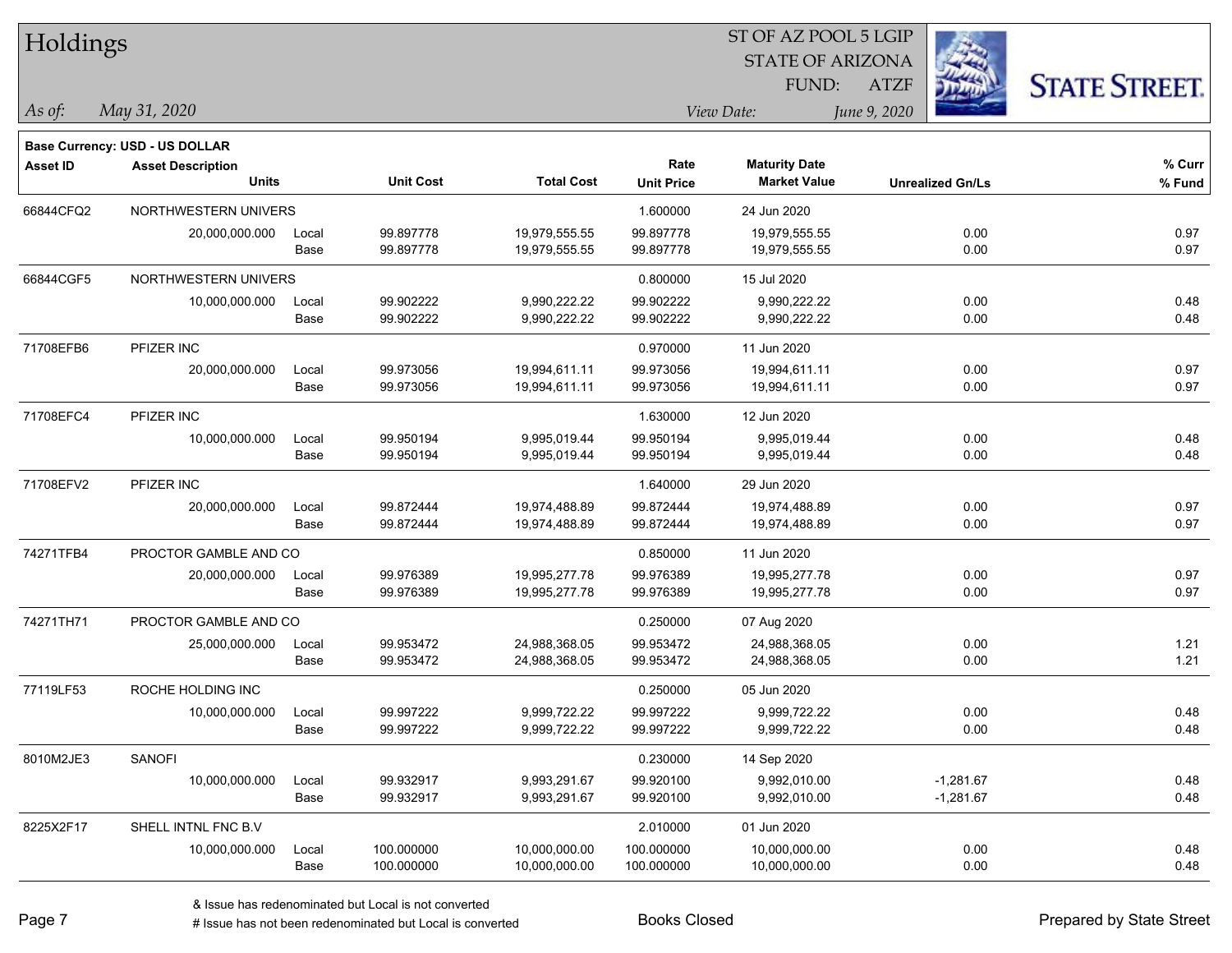# Holdings

ST OF AZ POOL 5 LGIP
STATE OF ARIZONA
FUND: ATZF

*As of:* *May 31, 2020*

*View Date:* *June 9, 2020*

**Base Currency: USD - US DOLLAR**

| Asset ID | Asset Description / Units | | Unit Cost | Total Cost | Rate / Unit Price | Maturity Date / Market Value | Unrealized Gn/Ls | % Curr / % Fund |
|---|---|---|---|---|---|---|---|---|
| 66844CFQ2 | NORTHWESTERN UNIVERS | | | | 1.600000 | 24 Jun 2020 | | |
| | 20,000,000.000 | Local | 99.897778 | 19,979,555.55 | 99.897778 | 19,979,555.55 | 0.00 | 0.97 |
| | | Base | 99.897778 | 19,979,555.55 | 99.897778 | 19,979,555.55 | 0.00 | 0.97 |
| 66844CGF5 | NORTHWESTERN UNIVERS | | | | 0.800000 | 15 Jul 2020 | | |
| | 10,000,000.000 | Local | 99.902222 | 9,990,222.22 | 99.902222 | 9,990,222.22 | 0.00 | 0.48 |
| | | Base | 99.902222 | 9,990,222.22 | 99.902222 | 9,990,222.22 | 0.00 | 0.48 |
| 71708EFB6 | PFIZER INC | | | | 0.970000 | 11 Jun 2020 | | |
| | 20,000,000.000 | Local | 99.973056 | 19,994,611.11 | 99.973056 | 19,994,611.11 | 0.00 | 0.97 |
| | | Base | 99.973056 | 19,994,611.11 | 99.973056 | 19,994,611.11 | 0.00 | 0.97 |
| 71708EFC4 | PFIZER INC | | | | 1.630000 | 12 Jun 2020 | | |
| | 10,000,000.000 | Local | 99.950194 | 9,995,019.44 | 99.950194 | 9,995,019.44 | 0.00 | 0.48 |
| | | Base | 99.950194 | 9,995,019.44 | 99.950194 | 9,995,019.44 | 0.00 | 0.48 |
| 71708EFV2 | PFIZER INC | | | | 1.640000 | 29 Jun 2020 | | |
| | 20,000,000.000 | Local | 99.872444 | 19,974,488.89 | 99.872444 | 19,974,488.89 | 0.00 | 0.97 |
| | | Base | 99.872444 | 19,974,488.89 | 99.872444 | 19,974,488.89 | 0.00 | 0.97 |
| 74271TFB4 | PROCTOR GAMBLE AND CO | | | | 0.850000 | 11 Jun 2020 | | |
| | 20,000,000.000 | Local | 99.976389 | 19,995,277.78 | 99.976389 | 19,995,277.78 | 0.00 | 0.97 |
| | | Base | 99.976389 | 19,995,277.78 | 99.976389 | 19,995,277.78 | 0.00 | 0.97 |
| 74271TH71 | PROCTOR GAMBLE AND CO | | | | 0.250000 | 07 Aug 2020 | | |
| | 25,000,000.000 | Local | 99.953472 | 24,988,368.05 | 99.953472 | 24,988,368.05 | 0.00 | 1.21 |
| | | Base | 99.953472 | 24,988,368.05 | 99.953472 | 24,988,368.05 | 0.00 | 1.21 |
| 77119LF53 | ROCHE HOLDING INC | | | | 0.250000 | 05 Jun 2020 | | |
| | 10,000,000.000 | Local | 99.997222 | 9,999,722.22 | 99.997222 | 9,999,722.22 | 0.00 | 0.48 |
| | | Base | 99.997222 | 9,999,722.22 | 99.997222 | 9,999,722.22 | 0.00 | 0.48 |
| 8010M2JE3 | SANOFI | | | | 0.230000 | 14 Sep 2020 | | |
| | 10,000,000.000 | Local | 99.932917 | 9,993,291.67 | 99.920100 | 9,992,010.00 | -1,281.67 | 0.48 |
| | | Base | 99.932917 | 9,993,291.67 | 99.920100 | 9,992,010.00 | -1,281.67 | 0.48 |
| 8225X2F17 | SHELL INTNL FNC B.V | | | | 2.010000 | 01 Jun 2020 | | |
| | 10,000,000.000 | Local | 100.000000 | 10,000,000.00 | 100.000000 | 10,000,000.00 | 0.00 | 0.48 |
| | | Base | 100.000000 | 10,000,000.00 | 100.000000 | 10,000,000.00 | 0.00 | 0.48 |

& Issue has redenominated but Local is not converted
# Issue has not been redenominated but Local is converted

Books Closed

Prepared by State Street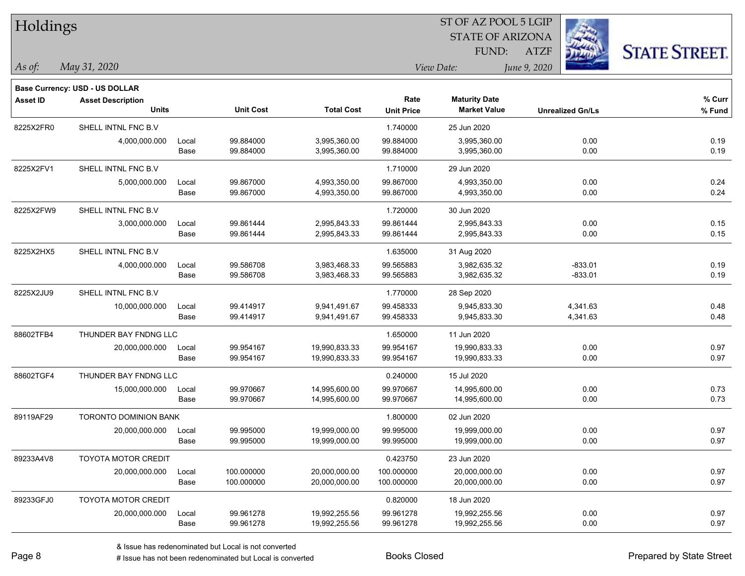# Holdings

ST OF AZ POOL 5 LGIP
STATE OF ARIZONA
FUND: ATZF

*As of:* *May 31, 2020*

*View Date:* *June 9, 2020*

STATE STREET.

**Base Currency: USD - US DOLLAR**

| Asset ID | Asset Description / Units | | Unit Cost | Total Cost | Rate / Unit Price | Maturity Date / Market Value | Unrealized Gn/Ls | % Curr / % Fund |
|---|---|---|---|---|---|---|---|---|
| 8225X2FR0 | SHELL INTNL FNC B.V | | | | 1.740000 | 25 Jun 2020 | | |
| | 4,000,000.000 | Local | 99.884000 | 3,995,360.00 | 99.884000 | 3,995,360.00 | 0.00 | 0.19 |
| | | Base | 99.884000 | 3,995,360.00 | 99.884000 | 3,995,360.00 | 0.00 | 0.19 |
| 8225X2FV1 | SHELL INTNL FNC B.V | | | | 1.710000 | 29 Jun 2020 | | |
| | 5,000,000.000 | Local | 99.867000 | 4,993,350.00 | 99.867000 | 4,993,350.00 | 0.00 | 0.24 |
| | | Base | 99.867000 | 4,993,350.00 | 99.867000 | 4,993,350.00 | 0.00 | 0.24 |
| 8225X2FW9 | SHELL INTNL FNC B.V | | | | 1.720000 | 30 Jun 2020 | | |
| | 3,000,000.000 | Local | 99.861444 | 2,995,843.33 | 99.861444 | 2,995,843.33 | 0.00 | 0.15 |
| | | Base | 99.861444 | 2,995,843.33 | 99.861444 | 2,995,843.33 | 0.00 | 0.15 |
| 8225X2HX5 | SHELL INTNL FNC B.V | | | | 1.635000 | 31 Aug 2020 | | |
| | 4,000,000.000 | Local | 99.586708 | 3,983,468.33 | 99.565883 | 3,982,635.32 | -833.01 | 0.19 |
| | | Base | 99.586708 | 3,983,468.33 | 99.565883 | 3,982,635.32 | -833.01 | 0.19 |
| 8225X2JU9 | SHELL INTNL FNC B.V | | | | 1.770000 | 28 Sep 2020 | | |
| | 10,000,000.000 | Local | 99.414917 | 9,941,491.67 | 99.458333 | 9,945,833.30 | 4,341.63 | 0.48 |
| | | Base | 99.414917 | 9,941,491.67 | 99.458333 | 9,945,833.30 | 4,341.63 | 0.48 |
| 88602TFB4 | THUNDER BAY FNDNG LLC | | | | 1.650000 | 11 Jun 2020 | | |
| | 20,000,000.000 | Local | 99.954167 | 19,990,833.33 | 99.954167 | 19,990,833.33 | 0.00 | 0.97 |
| | | Base | 99.954167 | 19,990,833.33 | 99.954167 | 19,990,833.33 | 0.00 | 0.97 |
| 88602TGF4 | THUNDER BAY FNDNG LLC | | | | 0.240000 | 15 Jul 2020 | | |
| | 15,000,000.000 | Local | 99.970667 | 14,995,600.00 | 99.970667 | 14,995,600.00 | 0.00 | 0.73 |
| | | Base | 99.970667 | 14,995,600.00 | 99.970667 | 14,995,600.00 | 0.00 | 0.73 |
| 89119AF29 | TORONTO DOMINION BANK | | | | 1.800000 | 02 Jun 2020 | | |
| | 20,000,000.000 | Local | 99.995000 | 19,999,000.00 | 99.995000 | 19,999,000.00 | 0.00 | 0.97 |
| | | Base | 99.995000 | 19,999,000.00 | 99.995000 | 19,999,000.00 | 0.00 | 0.97 |
| 89233A4V8 | TOYOTA MOTOR CREDIT | | | | 0.423750 | 23 Jun 2020 | | |
| | 20,000,000.000 | Local | 100.000000 | 20,000,000.00 | 100.000000 | 20,000,000.00 | 0.00 | 0.97 |
| | | Base | 100.000000 | 20,000,000.00 | 100.000000 | 20,000,000.00 | 0.00 | 0.97 |
| 89233GFJ0 | TOYOTA MOTOR CREDIT | | | | 0.820000 | 18 Jun 2020 | | |
| | 20,000,000.000 | Local | 99.961278 | 19,992,255.56 | 99.961278 | 19,992,255.56 | 0.00 | 0.97 |
| | | Base | 99.961278 | 19,992,255.56 | 99.961278 | 19,992,255.56 | 0.00 | 0.97 |

& Issue has redenominated but Local is not converted
# Issue has not been redenominated but Local is converted

Books Closed

Prepared by State Street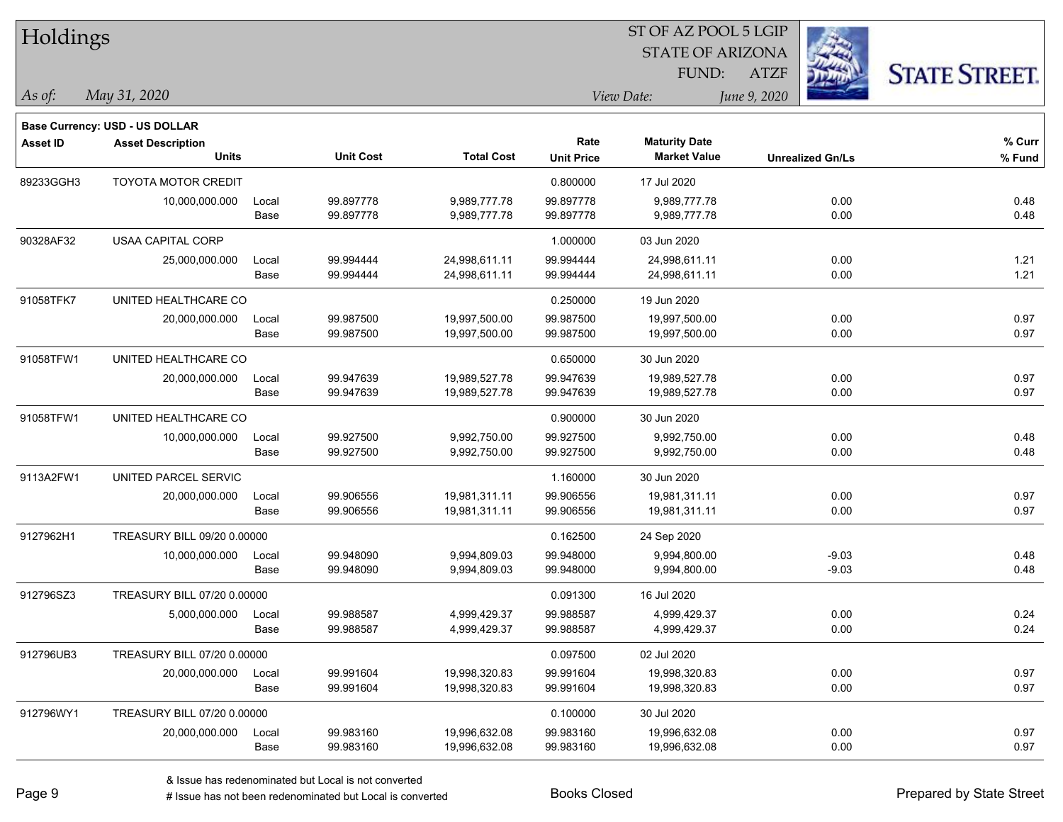# Holdings

ST OF AZ POOL 5 LGIP
STATE OF ARIZONA
FUND: ATZF

*As of: May 31, 2020*

*View Date: June 9, 2020*

**Base Currency: USD - US DOLLAR**

| Asset ID | Asset Description / Units | | Unit Cost | Total Cost | Rate / Unit Price | Maturity Date / Market Value | Unrealized Gn/Ls | % Curr / % Fund |
|---|---|---|---|---|---|---|---|---|
| 89233GGH3 | TOYOTA MOTOR CREDIT | | | | 0.800000 | 17 Jul 2020 | | |
| | 10,000,000.000 | Local | 99.897778 | 9,989,777.78 | 99.897778 | 9,989,777.78 | 0.00 | 0.48 |
| | | Base | 99.897778 | 9,989,777.78 | 99.897778 | 9,989,777.78 | 0.00 | 0.48 |
| 90328AF32 | USAA CAPITAL CORP | | | | 1.000000 | 03 Jun 2020 | | |
| | 25,000,000.000 | Local | 99.994444 | 24,998,611.11 | 99.994444 | 24,998,611.11 | 0.00 | 1.21 |
| | | Base | 99.994444 | 24,998,611.11 | 99.994444 | 24,998,611.11 | 0.00 | 1.21 |
| 91058TFK7 | UNITED HEALTHCARE CO | | | | 0.250000 | 19 Jun 2020 | | |
| | 20,000,000.000 | Local | 99.987500 | 19,997,500.00 | 99.987500 | 19,997,500.00 | 0.00 | 0.97 |
| | | Base | 99.987500 | 19,997,500.00 | 99.987500 | 19,997,500.00 | 0.00 | 0.97 |
| 91058TFW1 | UNITED HEALTHCARE CO | | | | 0.650000 | 30 Jun 2020 | | |
| | 20,000,000.000 | Local | 99.947639 | 19,989,527.78 | 99.947639 | 19,989,527.78 | 0.00 | 0.97 |
| | | Base | 99.947639 | 19,989,527.78 | 99.947639 | 19,989,527.78 | 0.00 | 0.97 |
| 91058TFW1 | UNITED HEALTHCARE CO | | | | 0.900000 | 30 Jun 2020 | | |
| | 10,000,000.000 | Local | 99.927500 | 9,992,750.00 | 99.927500 | 9,992,750.00 | 0.00 | 0.48 |
| | | Base | 99.927500 | 9,992,750.00 | 99.927500 | 9,992,750.00 | 0.00 | 0.48 |
| 9113A2FW1 | UNITED PARCEL SERVIC | | | | 1.160000 | 30 Jun 2020 | | |
| | 20,000,000.000 | Local | 99.906556 | 19,981,311.11 | 99.906556 | 19,981,311.11 | 0.00 | 0.97 |
| | | Base | 99.906556 | 19,981,311.11 | 99.906556 | 19,981,311.11 | 0.00 | 0.97 |
| 9127962H1 | TREASURY BILL 09/20 0.00000 | | | | 0.162500 | 24 Sep 2020 | | |
| | 10,000,000.000 | Local | 99.948090 | 9,994,809.03 | 99.948000 | 9,994,800.00 | -9.03 | 0.48 |
| | | Base | 99.948090 | 9,994,809.03 | 99.948000 | 9,994,800.00 | -9.03 | 0.48 |
| 912796SZ3 | TREASURY BILL 07/20 0.00000 | | | | 0.091300 | 16 Jul 2020 | | |
| | 5,000,000.000 | Local | 99.988587 | 4,999,429.37 | 99.988587 | 4,999,429.37 | 0.00 | 0.24 |
| | | Base | 99.988587 | 4,999,429.37 | 99.988587 | 4,999,429.37 | 0.00 | 0.24 |
| 912796UB3 | TREASURY BILL 07/20 0.00000 | | | | 0.097500 | 02 Jul 2020 | | |
| | 20,000,000.000 | Local | 99.991604 | 19,998,320.83 | 99.991604 | 19,998,320.83 | 0.00 | 0.97 |
| | | Base | 99.991604 | 19,998,320.83 | 99.991604 | 19,998,320.83 | 0.00 | 0.97 |
| 912796WY1 | TREASURY BILL 07/20 0.00000 | | | | 0.100000 | 30 Jul 2020 | | |
| | 20,000,000.000 | Local | 99.983160 | 19,996,632.08 | 99.983160 | 19,996,632.08 | 0.00 | 0.97 |
| | | Base | 99.983160 | 19,996,632.08 | 99.983160 | 19,996,632.08 | 0.00 | 0.97 |

& Issue has redenominated but Local is not converted

# Issue has not been redenominated but Local is converted

Books Closed

Prepared by State Street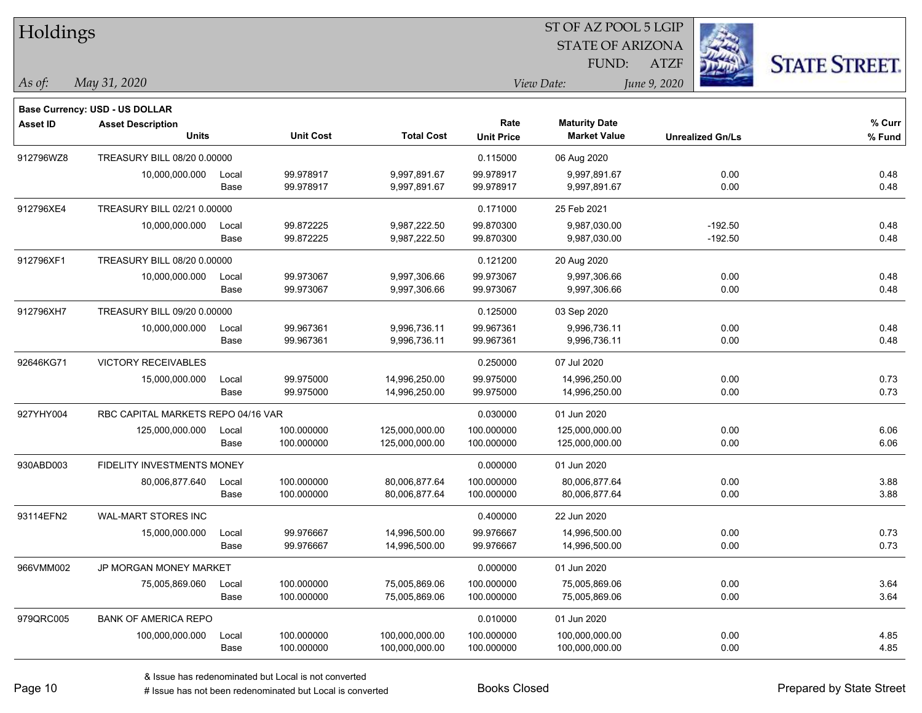# Holdings

ST OF AZ POOL 5 LGIP
STATE OF ARIZONA
FUND: ATZF

*As of:* *May 31, 2020*

*View Date:* *June 9, 2020*

**Base Currency: USD - US DOLLAR**

| Asset ID | Asset Description / Units | | Unit Cost | Total Cost | Rate / Unit Price | Maturity Date / Market Value | Unrealized Gn/Ls | % Curr / % Fund |
|---|---|---|---|---|---|---|---|---|
| 912796WZ8 | TREASURY BILL 08/20 0.00000 | | | | 0.115000 | 06 Aug 2020 | | |
| | 10,000,000.000 | Local | 99.978917 | 9,997,891.67 | 99.978917 | 9,997,891.67 | 0.00 | 0.48 |
| | | Base | 99.978917 | 9,997,891.67 | 99.978917 | 9,997,891.67 | 0.00 | 0.48 |
| 912796XE4 | TREASURY BILL 02/21 0.00000 | | | | 0.171000 | 25 Feb 2021 | | |
| | 10,000,000.000 | Local | 99.872225 | 9,987,222.50 | 99.870300 | 9,987,030.00 | -192.50 | 0.48 |
| | | Base | 99.872225 | 9,987,222.50 | 99.870300 | 9,987,030.00 | -192.50 | 0.48 |
| 912796XF1 | TREASURY BILL 08/20 0.00000 | | | | 0.121200 | 20 Aug 2020 | | |
| | 10,000,000.000 | Local | 99.973067 | 9,997,306.66 | 99.973067 | 9,997,306.66 | 0.00 | 0.48 |
| | | Base | 99.973067 | 9,997,306.66 | 99.973067 | 9,997,306.66 | 0.00 | 0.48 |
| 912796XH7 | TREASURY BILL 09/20 0.00000 | | | | 0.125000 | 03 Sep 2020 | | |
| | 10,000,000.000 | Local | 99.967361 | 9,996,736.11 | 99.967361 | 9,996,736.11 | 0.00 | 0.48 |
| | | Base | 99.967361 | 9,996,736.11 | 99.967361 | 9,996,736.11 | 0.00 | 0.48 |
| 92646KG71 | VICTORY RECEIVABLES | | | | 0.250000 | 07 Jul 2020 | | |
| | 15,000,000.000 | Local | 99.975000 | 14,996,250.00 | 99.975000 | 14,996,250.00 | 0.00 | 0.73 |
| | | Base | 99.975000 | 14,996,250.00 | 99.975000 | 14,996,250.00 | 0.00 | 0.73 |
| 927YHY004 | RBC CAPITAL MARKETS REPO 04/16 VAR | | | | 0.030000 | 01 Jun 2020 | | |
| | 125,000,000.000 | Local | 100.000000 | 125,000,000.00 | 100.000000 | 125,000,000.00 | 0.00 | 6.06 |
| | | Base | 100.000000 | 125,000,000.00 | 100.000000 | 125,000,000.00 | 0.00 | 6.06 |
| 930ABD003 | FIDELITY INVESTMENTS MONEY | | | | 0.000000 | 01 Jun 2020 | | |
| | 80,006,877.640 | Local | 100.000000 | 80,006,877.64 | 100.000000 | 80,006,877.64 | 0.00 | 3.88 |
| | | Base | 100.000000 | 80,006,877.64 | 100.000000 | 80,006,877.64 | 0.00 | 3.88 |
| 93114EFN2 | WAL-MART STORES INC | | | | 0.400000 | 22 Jun 2020 | | |
| | 15,000,000.000 | Local | 99.976667 | 14,996,500.00 | 99.976667 | 14,996,500.00 | 0.00 | 0.73 |
| | | Base | 99.976667 | 14,996,500.00 | 99.976667 | 14,996,500.00 | 0.00 | 0.73 |
| 966VMM002 | JP MORGAN MONEY MARKET | | | | 0.000000 | 01 Jun 2020 | | |
| | 75,005,869.060 | Local | 100.000000 | 75,005,869.06 | 100.000000 | 75,005,869.06 | 0.00 | 3.64 |
| | | Base | 100.000000 | 75,005,869.06 | 100.000000 | 75,005,869.06 | 0.00 | 3.64 |
| 979QRC005 | BANK OF AMERICA REPO | | | | 0.010000 | 01 Jun 2020 | | |
| | 100,000,000.000 | Local | 100.000000 | 100,000,000.00 | 100.000000 | 100,000,000.00 | 0.00 | 4.85 |
| | | Base | 100.000000 | 100,000,000.00 | 100.000000 | 100,000,000.00 | 0.00 | 4.85 |

& Issue has redenominated but Local is not converted
# Issue has not been redenominated but Local is converted

Books Closed

Prepared by State Street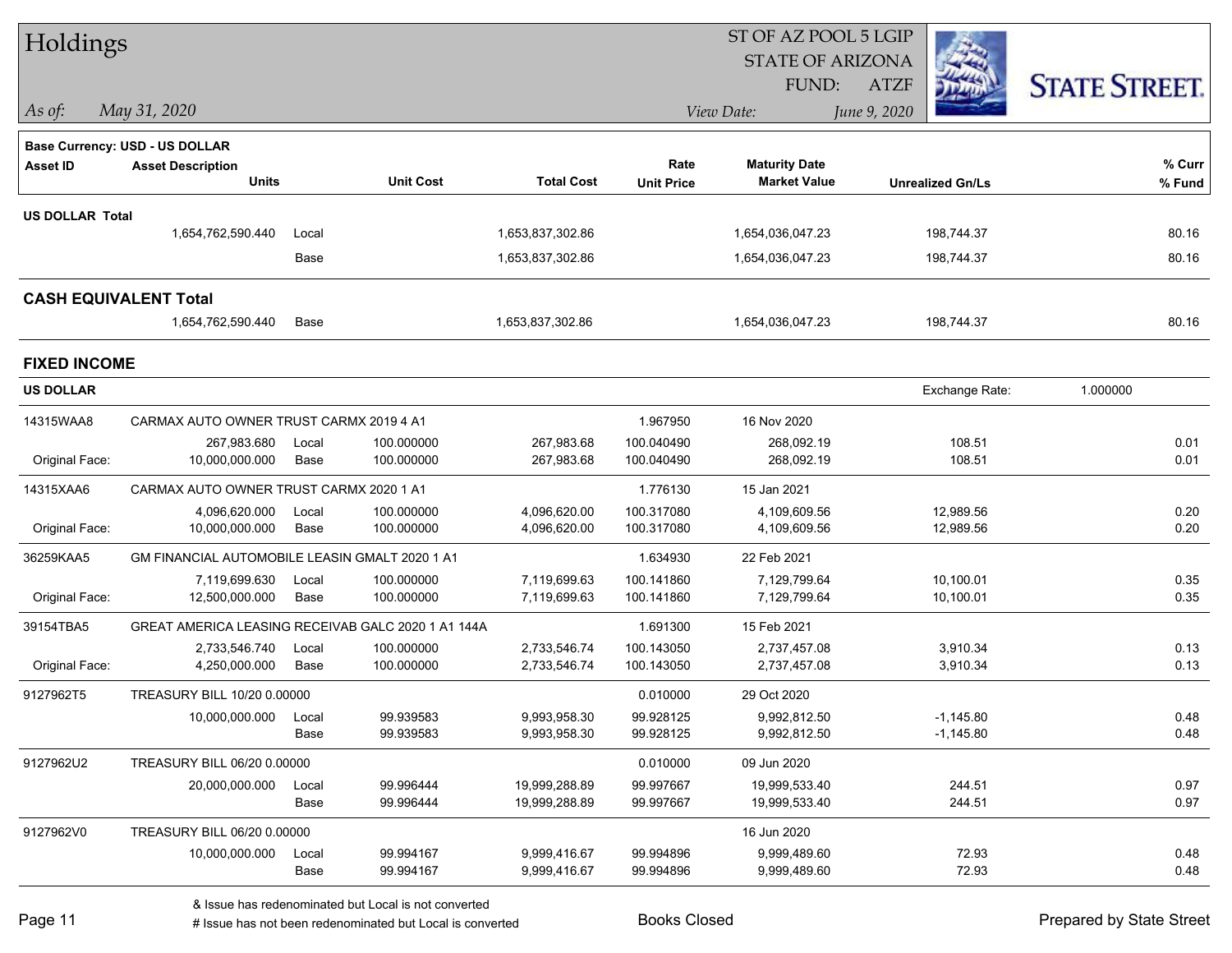# Holdings

ST OF AZ POOL 5 LGIP
STATE OF ARIZONA
FUND: ATZF

*As of:* May 31, 2020 — *View Date:* June 9, 2020

**STATE STREET.**

**Base Currency: USD - US DOLLAR**

| Asset ID | Asset Description Units | | Unit Cost | Total Cost | Rate Unit Price | Maturity Date Market Value | Unrealized Gn/Ls | % Curr % Fund |
|---|---|---|---|---|---|---|---|---|
| **US DOLLAR Total** | | | | | | | | |
| | 1,654,762,590.440 | Local | | 1,653,837,302.86 | | 1,654,036,047.23 | 198,744.37 | 80.16 |
| | | Base | | 1,653,837,302.86 | | 1,654,036,047.23 | 198,744.37 | 80.16 |
| **CASH EQUIVALENT Total** | | | | | | | | |
| | 1,654,762,590.440 | Base | | 1,653,837,302.86 | | 1,654,036,047.23 | 198,744.37 | 80.16 |

## FIXED INCOME

**US DOLLAR** — Exchange Rate: 1.000000

| Asset ID | Asset Description Units | | Unit Cost | Total Cost | Rate Unit Price | Maturity Date Market Value | Unrealized Gn/Ls | % Curr % Fund |
|---|---|---|---|---|---|---|---|---|
| 14315WAA8 | CARMAX AUTO OWNER TRUST CARMX 2019 4 A1 | | | | 1.967950 | 16 Nov 2020 | | |
| | 267,983.680 | Local | 100.000000 | 267,983.68 | 100.040490 | 268,092.19 | 108.51 | 0.01 |
| Original Face: | 10,000,000.000 | Base | 100.000000 | 267,983.68 | 100.040490 | 268,092.19 | 108.51 | 0.01 |
| 14315XAA6 | CARMAX AUTO OWNER TRUST CARMX 2020 1 A1 | | | | 1.776130 | 15 Jan 2021 | | |
| | 4,096,620.000 | Local | 100.000000 | 4,096,620.00 | 100.317080 | 4,109,609.56 | 12,989.56 | 0.20 |
| Original Face: | 10,000,000.000 | Base | 100.000000 | 4,096,620.00 | 100.317080 | 4,109,609.56 | 12,989.56 | 0.20 |
| 36259KAA5 | GM FINANCIAL AUTOMOBILE LEASIN GMALT 2020 1 A1 | | | | 1.634930 | 22 Feb 2021 | | |
| | 7,119,699.630 | Local | 100.000000 | 7,119,699.63 | 100.141860 | 7,129,799.64 | 10,100.01 | 0.35 |
| Original Face: | 12,500,000.000 | Base | 100.000000 | 7,119,699.63 | 100.141860 | 7,129,799.64 | 10,100.01 | 0.35 |
| 39154TBA5 | GREAT AMERICA LEASING RECEIVAB GALC 2020 1 A1 144A | | | | 1.691300 | 15 Feb 2021 | | |
| | 2,733,546.740 | Local | 100.000000 | 2,733,546.74 | 100.143050 | 2,737,457.08 | 3,910.34 | 0.13 |
| Original Face: | 4,250,000.000 | Base | 100.000000 | 2,733,546.74 | 100.143050 | 2,737,457.08 | 3,910.34 | 0.13 |
| 9127962T5 | TREASURY BILL 10/20 0.00000 | | | | 0.010000 | 29 Oct 2020 | | |
| | 10,000,000.000 | Local | 99.939583 | 9,993,958.30 | 99.928125 | 9,992,812.50 | -1,145.80 | 0.48 |
| | | Base | 99.939583 | 9,993,958.30 | 99.928125 | 9,992,812.50 | -1,145.80 | 0.48 |
| 9127962U2 | TREASURY BILL 06/20 0.00000 | | | | 0.010000 | 09 Jun 2020 | | |
| | 20,000,000.000 | Local | 99.996444 | 19,999,288.89 | 99.997667 | 19,999,533.40 | 244.51 | 0.97 |
| | | Base | 99.996444 | 19,999,288.89 | 99.997667 | 19,999,533.40 | 244.51 | 0.97 |
| 9127962V0 | TREASURY BILL 06/20 0.00000 | | | | | 16 Jun 2020 | | |
| | 10,000,000.000 | Local | 99.994167 | 9,999,416.67 | 99.994896 | 9,999,489.60 | 72.93 | 0.48 |
| | | Base | 99.994167 | 9,999,416.67 | 99.994896 | 9,999,489.60 | 72.93 | 0.48 |

& Issue has redenominated but Local is not converted
# Issue has not been redenominated but Local is converted

Books Closed

Prepared by State Street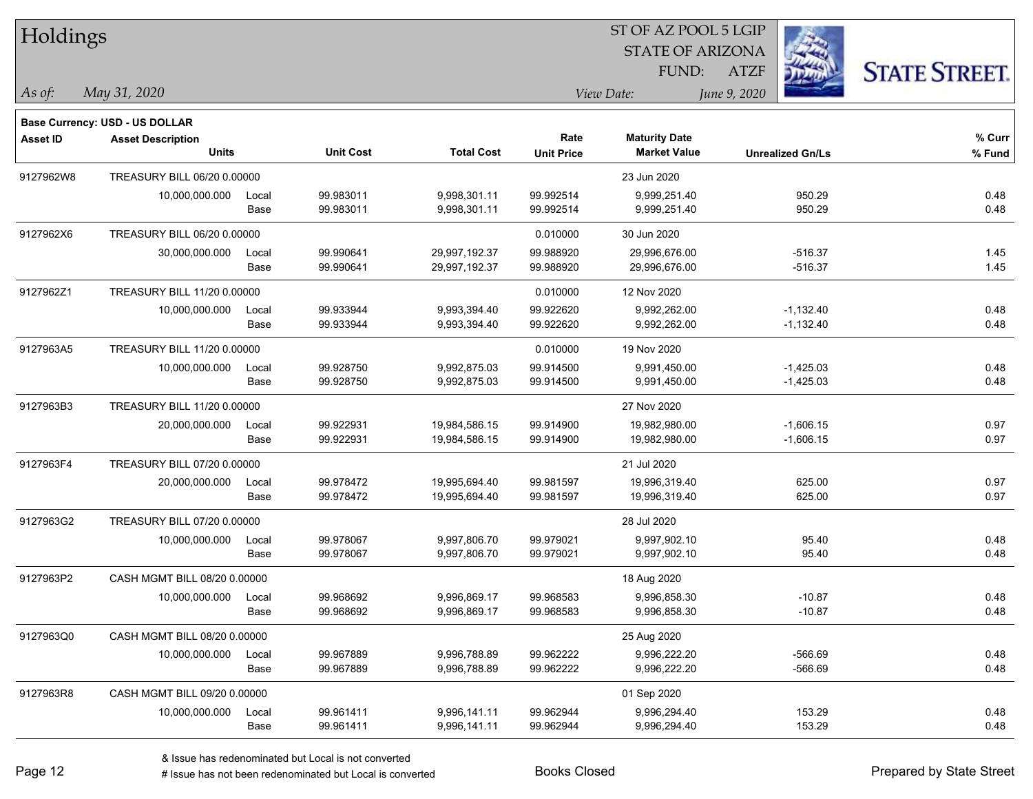# Holdings

ST OF AZ POOL 5 LGIP
STATE OF ARIZONA
FUND: ATZF

*As of:* *May 31, 2020*

*View Date:* *June 9, 2020*

**Base Currency: USD - US DOLLAR**

| Asset ID | Asset Description / Units | | Unit Cost | Total Cost | Rate / Unit Price | Maturity Date / Market Value | Unrealized Gn/Ls | % Curr / % Fund |
|---|---|---|---|---|---|---|---|---|
| 9127962W8 | TREASURY BILL 06/20 0.00000 | | | | | 23 Jun 2020 | | |
| | 10,000,000.000 | Local | 99.983011 | 9,998,301.11 | 99.992514 | 9,999,251.40 | 950.29 | 0.48 |
| | | Base | 99.983011 | 9,998,301.11 | 99.992514 | 9,999,251.40 | 950.29 | 0.48 |
| 9127962X6 | TREASURY BILL 06/20 0.00000 | | | | 0.010000 | 30 Jun 2020 | | |
| | 30,000,000.000 | Local | 99.990641 | 29,997,192.37 | 99.988920 | 29,996,676.00 | -516.37 | 1.45 |
| | | Base | 99.990641 | 29,997,192.37 | 99.988920 | 29,996,676.00 | -516.37 | 1.45 |
| 9127962Z1 | TREASURY BILL 11/20 0.00000 | | | | 0.010000 | 12 Nov 2020 | | |
| | 10,000,000.000 | Local | 99.933944 | 9,993,394.40 | 99.922620 | 9,992,262.00 | -1,132.40 | 0.48 |
| | | Base | 99.933944 | 9,993,394.40 | 99.922620 | 9,992,262.00 | -1,132.40 | 0.48 |
| 9127963A5 | TREASURY BILL 11/20 0.00000 | | | | 0.010000 | 19 Nov 2020 | | |
| | 10,000,000.000 | Local | 99.928750 | 9,992,875.03 | 99.914500 | 9,991,450.00 | -1,425.03 | 0.48 |
| | | Base | 99.928750 | 9,992,875.03 | 99.914500 | 9,991,450.00 | -1,425.03 | 0.48 |
| 9127963B3 | TREASURY BILL 11/20 0.00000 | | | | | 27 Nov 2020 | | |
| | 20,000,000.000 | Local | 99.922931 | 19,984,586.15 | 99.914900 | 19,982,980.00 | -1,606.15 | 0.97 |
| | | Base | 99.922931 | 19,984,586.15 | 99.914900 | 19,982,980.00 | -1,606.15 | 0.97 |
| 9127963F4 | TREASURY BILL 07/20 0.00000 | | | | | 21 Jul 2020 | | |
| | 20,000,000.000 | Local | 99.978472 | 19,995,694.40 | 99.981597 | 19,996,319.40 | 625.00 | 0.97 |
| | | Base | 99.978472 | 19,995,694.40 | 99.981597 | 19,996,319.40 | 625.00 | 0.97 |
| 9127963G2 | TREASURY BILL 07/20 0.00000 | | | | | 28 Jul 2020 | | |
| | 10,000,000.000 | Local | 99.978067 | 9,997,806.70 | 99.979021 | 9,997,902.10 | 95.40 | 0.48 |
| | | Base | 99.978067 | 9,997,806.70 | 99.979021 | 9,997,902.10 | 95.40 | 0.48 |
| 9127963P2 | CASH MGMT BILL 08/20 0.00000 | | | | | 18 Aug 2020 | | |
| | 10,000,000.000 | Local | 99.968692 | 9,996,869.17 | 99.968583 | 9,996,858.30 | -10.87 | 0.48 |
| | | Base | 99.968692 | 9,996,869.17 | 99.968583 | 9,996,858.30 | -10.87 | 0.48 |
| 9127963Q0 | CASH MGMT BILL 08/20 0.00000 | | | | | 25 Aug 2020 | | |
| | 10,000,000.000 | Local | 99.967889 | 9,996,788.89 | 99.962222 | 9,996,222.20 | -566.69 | 0.48 |
| | | Base | 99.967889 | 9,996,788.89 | 99.962222 | 9,996,222.20 | -566.69 | 0.48 |
| 9127963R8 | CASH MGMT BILL 09/20 0.00000 | | | | | 01 Sep 2020 | | |
| | 10,000,000.000 | Local | 99.961411 | 9,996,141.11 | 99.962944 | 9,996,294.40 | 153.29 | 0.48 |
| | | Base | 99.961411 | 9,996,141.11 | 99.962944 | 9,996,294.40 | 153.29 | 0.48 |

& Issue has redenominated but Local is not converted
# Issue has not been redenominated but Local is converted

Books Closed

Prepared by State Street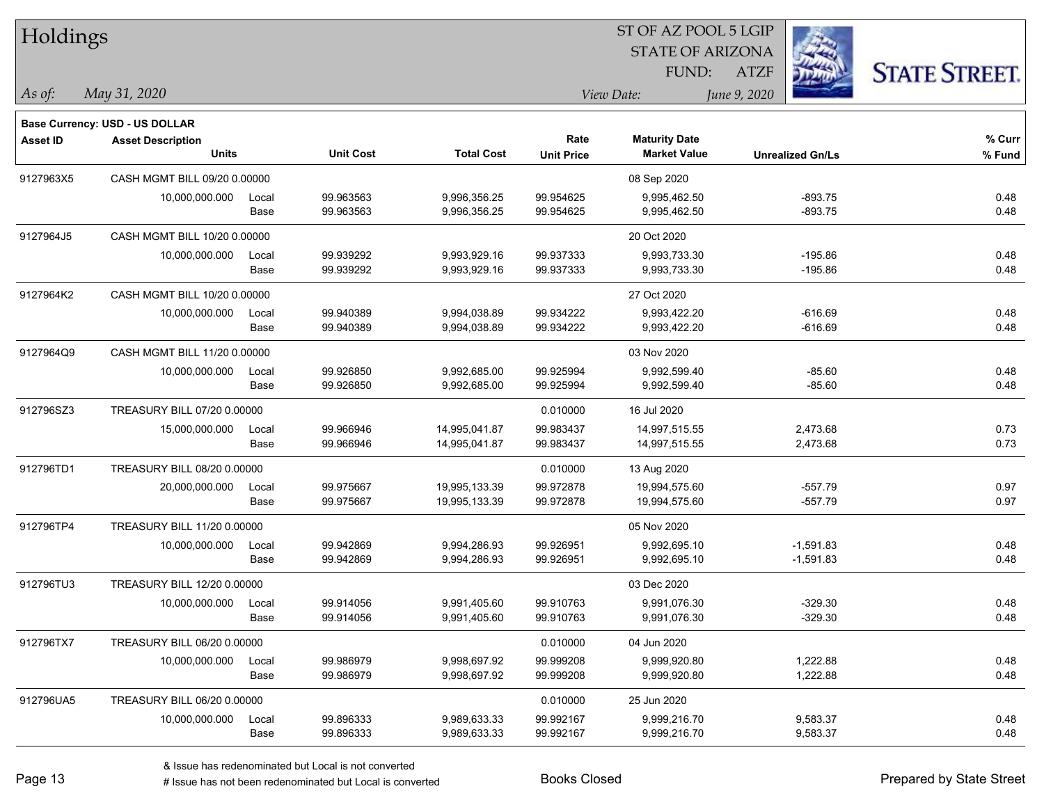# Holdings

ST OF AZ POOL 5 LGIP
STATE OF ARIZONA
FUND: ATZF

*As of:* *May 31, 2020*

*View Date:* *June 9, 2020*

**Base Currency: USD - US DOLLAR**

| Asset ID | Asset Description / Units | | Unit Cost | Total Cost | Rate / Unit Price | Maturity Date / Market Value | Unrealized Gn/Ls | % Curr / % Fund |
|---|---|---|---|---|---|---|---|---|
| 9127963X5 | CASH MGMT BILL 09/20 0.00000 | | | | | 08 Sep 2020 | | |
| | 10,000,000.000 | Local | 99.963563 | 9,996,356.25 | 99.954625 | 9,995,462.50 | -893.75 | 0.48 |
| | | Base | 99.963563 | 9,996,356.25 | 99.954625 | 9,995,462.50 | -893.75 | 0.48 |
| 9127964J5 | CASH MGMT BILL 10/20 0.00000 | | | | | 20 Oct 2020 | | |
| | 10,000,000.000 | Local | 99.939292 | 9,993,929.16 | 99.937333 | 9,993,733.30 | -195.86 | 0.48 |
| | | Base | 99.939292 | 9,993,929.16 | 99.937333 | 9,993,733.30 | -195.86 | 0.48 |
| 9127964K2 | CASH MGMT BILL 10/20 0.00000 | | | | | 27 Oct 2020 | | |
| | 10,000,000.000 | Local | 99.940389 | 9,994,038.89 | 99.934222 | 9,993,422.20 | -616.69 | 0.48 |
| | | Base | 99.940389 | 9,994,038.89 | 99.934222 | 9,993,422.20 | -616.69 | 0.48 |
| 9127964Q9 | CASH MGMT BILL 11/20 0.00000 | | | | | 03 Nov 2020 | | |
| | 10,000,000.000 | Local | 99.926850 | 9,992,685.00 | 99.925994 | 9,992,599.40 | -85.60 | 0.48 |
| | | Base | 99.926850 | 9,992,685.00 | 99.925994 | 9,992,599.40 | -85.60 | 0.48 |
| 912796SZ3 | TREASURY BILL 07/20 0.00000 | | | | 0.010000 | 16 Jul 2020 | | |
| | 15,000,000.000 | Local | 99.966946 | 14,995,041.87 | 99.983437 | 14,997,515.55 | 2,473.68 | 0.73 |
| | | Base | 99.966946 | 14,995,041.87 | 99.983437 | 14,997,515.55 | 2,473.68 | 0.73 |
| 912796TD1 | TREASURY BILL 08/20 0.00000 | | | | 0.010000 | 13 Aug 2020 | | |
| | 20,000,000.000 | Local | 99.975667 | 19,995,133.39 | 99.972878 | 19,994,575.60 | -557.79 | 0.97 |
| | | Base | 99.975667 | 19,995,133.39 | 99.972878 | 19,994,575.60 | -557.79 | 0.97 |
| 912796TP4 | TREASURY BILL 11/20 0.00000 | | | | | 05 Nov 2020 | | |
| | 10,000,000.000 | Local | 99.942869 | 9,994,286.93 | 99.926951 | 9,992,695.10 | -1,591.83 | 0.48 |
| | | Base | 99.942869 | 9,994,286.93 | 99.926951 | 9,992,695.10 | -1,591.83 | 0.48 |
| 912796TU3 | TREASURY BILL 12/20 0.00000 | | | | | 03 Dec 2020 | | |
| | 10,000,000.000 | Local | 99.914056 | 9,991,405.60 | 99.910763 | 9,991,076.30 | -329.30 | 0.48 |
| | | Base | 99.914056 | 9,991,405.60 | 99.910763 | 9,991,076.30 | -329.30 | 0.48 |
| 912796TX7 | TREASURY BILL 06/20 0.00000 | | | | 0.010000 | 04 Jun 2020 | | |
| | 10,000,000.000 | Local | 99.986979 | 9,998,697.92 | 99.999208 | 9,999,920.80 | 1,222.88 | 0.48 |
| | | Base | 99.986979 | 9,998,697.92 | 99.999208 | 9,999,920.80 | 1,222.88 | 0.48 |
| 912796UA5 | TREASURY BILL 06/20 0.00000 | | | | 0.010000 | 25 Jun 2020 | | |
| | 10,000,000.000 | Local | 99.896333 | 9,989,633.33 | 99.992167 | 9,999,216.70 | 9,583.37 | 0.48 |
| | | Base | 99.896333 | 9,989,633.33 | 99.992167 | 9,999,216.70 | 9,583.37 | 0.48 |

& Issue has redenominated but Local is not converted
# Issue has not been redenominated but Local is converted

Books Closed

Prepared by State Street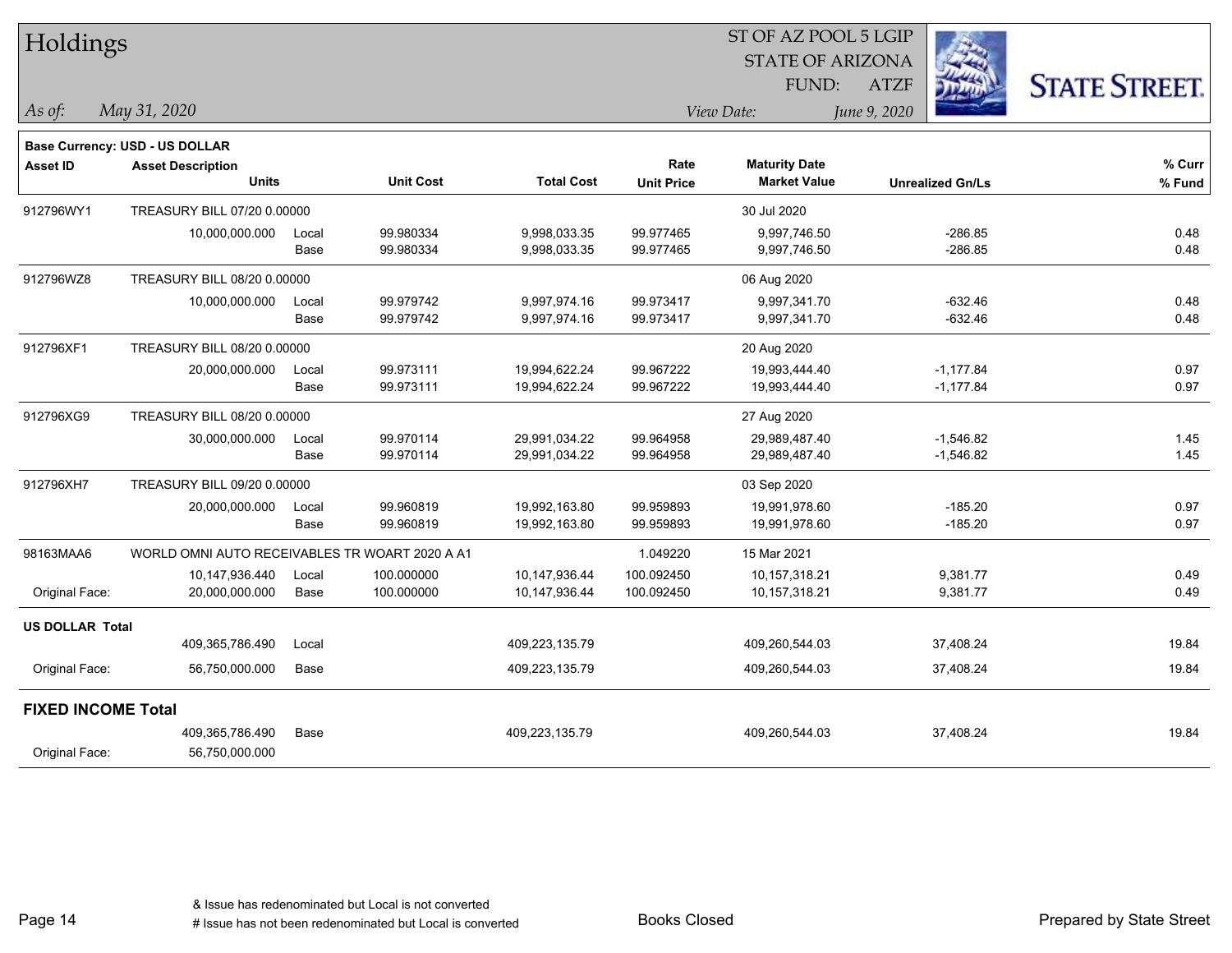# Holdings

ST OF AZ POOL 5 LGIP
STATE OF ARIZONA
FUND: ATZF

*As of:* *May 31, 2020*

*View Date:* *June 9, 2020*

STATE STREET.

**Base Currency: USD - US DOLLAR**

| Asset ID | Asset Description / Units | | Unit Cost | Total Cost | Rate / Unit Price | Maturity Date / Market Value | Unrealized Gn/Ls | % Curr / % Fund |
|---|---|---|---|---|---|---|---|---|
| 912796WY1 | TREASURY BILL 07/20 0.00000 | | | | | 30 Jul 2020 | | |
| | 10,000,000.000 | Local | 99.980334 | 9,998,033.35 | 99.977465 | 9,997,746.50 | -286.85 | 0.48 |
| | | Base | 99.980334 | 9,998,033.35 | 99.977465 | 9,997,746.50 | -286.85 | 0.48 |
| 912796WZ8 | TREASURY BILL 08/20 0.00000 | | | | | 06 Aug 2020 | | |
| | 10,000,000.000 | Local | 99.979742 | 9,997,974.16 | 99.973417 | 9,997,341.70 | -632.46 | 0.48 |
| | | Base | 99.979742 | 9,997,974.16 | 99.973417 | 9,997,341.70 | -632.46 | 0.48 |
| 912796XF1 | TREASURY BILL 08/20 0.00000 | | | | | 20 Aug 2020 | | |
| | 20,000,000.000 | Local | 99.973111 | 19,994,622.24 | 99.967222 | 19,993,444.40 | -1,177.84 | 0.97 |
| | | Base | 99.973111 | 19,994,622.24 | 99.967222 | 19,993,444.40 | -1,177.84 | 0.97 |
| 912796XG9 | TREASURY BILL 08/20 0.00000 | | | | | 27 Aug 2020 | | |
| | 30,000,000.000 | Local | 99.970114 | 29,991,034.22 | 99.964958 | 29,989,487.40 | -1,546.82 | 1.45 |
| | | Base | 99.970114 | 29,991,034.22 | 99.964958 | 29,989,487.40 | -1,546.82 | 1.45 |
| 912796XH7 | TREASURY BILL 09/20 0.00000 | | | | | 03 Sep 2020 | | |
| | 20,000,000.000 | Local | 99.960819 | 19,992,163.80 | 99.959893 | 19,991,978.60 | -185.20 | 0.97 |
| | | Base | 99.960819 | 19,992,163.80 | 99.959893 | 19,991,978.60 | -185.20 | 0.97 |
| 98163MAA6 | WORLD OMNI AUTO RECEIVABLES TR WOART 2020 A A1 | | | | 1.049220 | 15 Mar 2021 | | |
| | 10,147,936.440 | Local | 100.000000 | 10,147,936.44 | 100.092450 | 10,157,318.21 | 9,381.77 | 0.49 |
| Original Face: | 20,000,000.000 | Base | 100.000000 | 10,147,936.44 | 100.092450 | 10,157,318.21 | 9,381.77 | 0.49 |
| **US DOLLAR Total** | | | | | | | | |
| | 409,365,786.490 | Local | | 409,223,135.79 | | 409,260,544.03 | 37,408.24 | 19.84 |
| Original Face: | 56,750,000.000 | Base | | 409,223,135.79 | | 409,260,544.03 | 37,408.24 | 19.84 |
| **FIXED INCOME Total** | | | | | | | | |
| | 409,365,786.490 | Base | | 409,223,135.79 | | 409,260,544.03 | 37,408.24 | 19.84 |
| Original Face: | 56,750,000.000 | | | | | | | |

& Issue has redenominated but Local is not converted
# Issue has not been redenominated but Local is converted

Books Closed

Prepared by State Street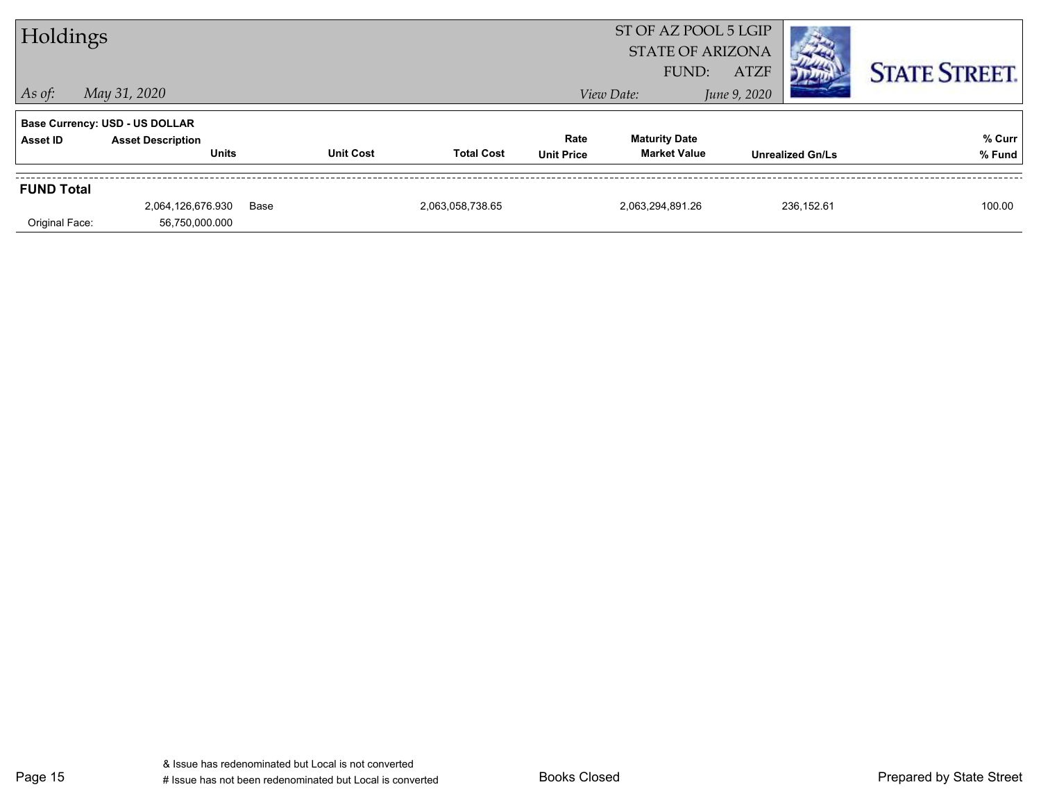# Holdings

ST OF AZ POOL 5 LGIP
STATE OF ARIZONA
FUND: ATZF

*As of:* *May 31, 2020* *View Date:* *June 9, 2020*

STATE STREET.

**Base Currency: USD - US DOLLAR**

| Asset ID | Asset Description / Units | | Unit Cost | Total Cost | Rate / Unit Price | Maturity Date / Market Value | Unrealized Gn/Ls | % Curr / % Fund |
|---|---|---|---|---|---|---|---|---|
| **FUND Total** | | | | | | | | |
| | 2,064,126,676.930 | Base | | 2,063,058,738.65 | | 2,063,294,891.26 | 236,152.61 | 100.00 |
| Original Face: | 56,750,000.000 | | | | | | | |

& Issue has redenominated but Local is not converted
# Issue has not been redenominated but Local is converted

Books Closed

Prepared by State Street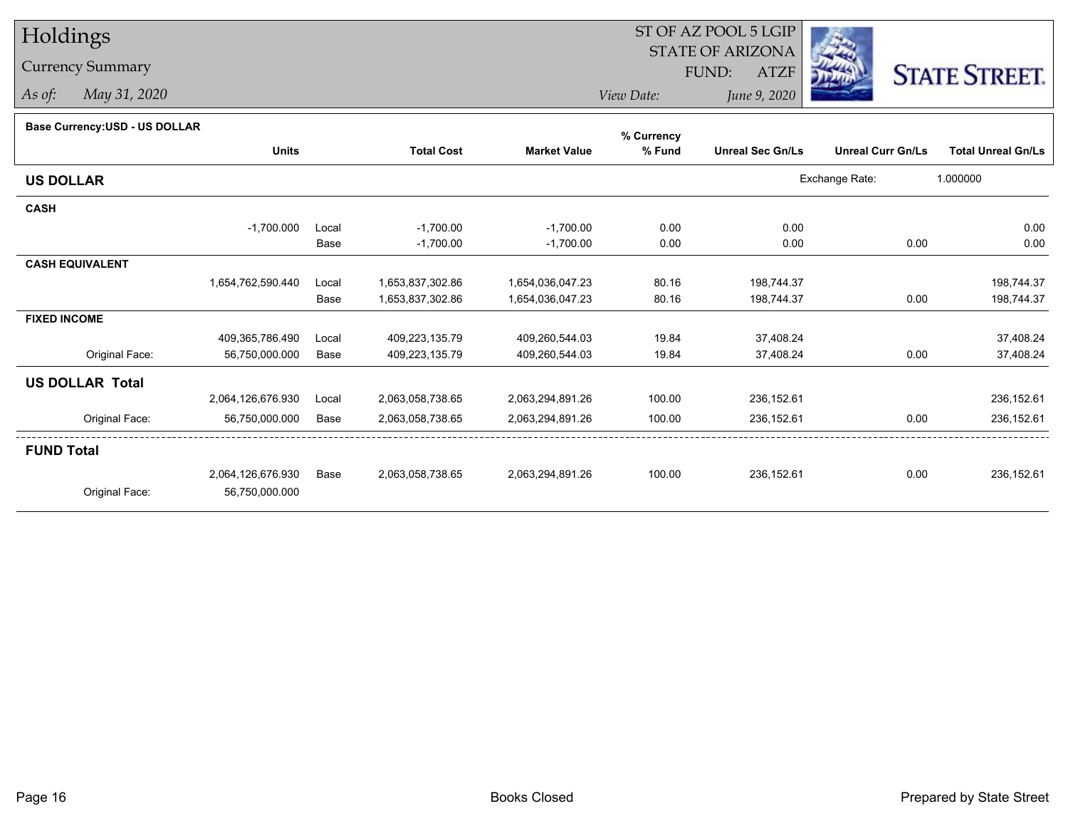# Holdings

Currency Summary

*As of:* *May 31, 2020*

ST OF AZ POOL 5 LGIP
STATE OF ARIZONA
FUND: ATZF

*View Date:* *June 9, 2020*

STATE STREET.

**Base Currency:USD - US DOLLAR**

| | Units | | Total Cost | Market Value | % Currency % Fund | Unreal Sec Gn/Ls | Unreal Curr Gn/Ls | Total Unreal Gn/Ls |
|---|---|---|---|---|---|---|---|---|
| **US DOLLAR** | | | | | | Exchange Rate: | 1.000000 | |
| **CASH** | | | | | | | | |
| | -1,700.000 | Local | -1,700.00 | -1,700.00 | 0.00 | 0.00 | | 0.00 |
| | | Base | -1,700.00 | -1,700.00 | 0.00 | 0.00 | 0.00 | 0.00 |
| **CASH EQUIVALENT** | | | | | | | | |
| | 1,654,762,590.440 | Local | 1,653,837,302.86 | 1,654,036,047.23 | 80.16 | 198,744.37 | | 198,744.37 |
| | | Base | 1,653,837,302.86 | 1,654,036,047.23 | 80.16 | 198,744.37 | 0.00 | 198,744.37 |
| **FIXED INCOME** | | | | | | | | |
| | 409,365,786.490 | Local | 409,223,135.79 | 409,260,544.03 | 19.84 | 37,408.24 | | 37,408.24 |
| Original Face: | 56,750,000.000 | Base | 409,223,135.79 | 409,260,544.03 | 19.84 | 37,408.24 | 0.00 | 37,408.24 |
| **US DOLLAR Total** | | | | | | | | |
| | 2,064,126,676.930 | Local | 2,063,058,738.65 | 2,063,294,891.26 | 100.00 | 236,152.61 | | 236,152.61 |
| Original Face: | 56,750,000.000 | Base | 2,063,058,738.65 | 2,063,294,891.26 | 100.00 | 236,152.61 | 0.00 | 236,152.61 |
| **FUND Total** | | | | | | | | |
| | 2,064,126,676.930 | Base | 2,063,058,738.65 | 2,063,294,891.26 | 100.00 | 236,152.61 | 0.00 | 236,152.61 |
| Original Face: | 56,750,000.000 | | | | | | | |

Books Closed

Prepared by State Street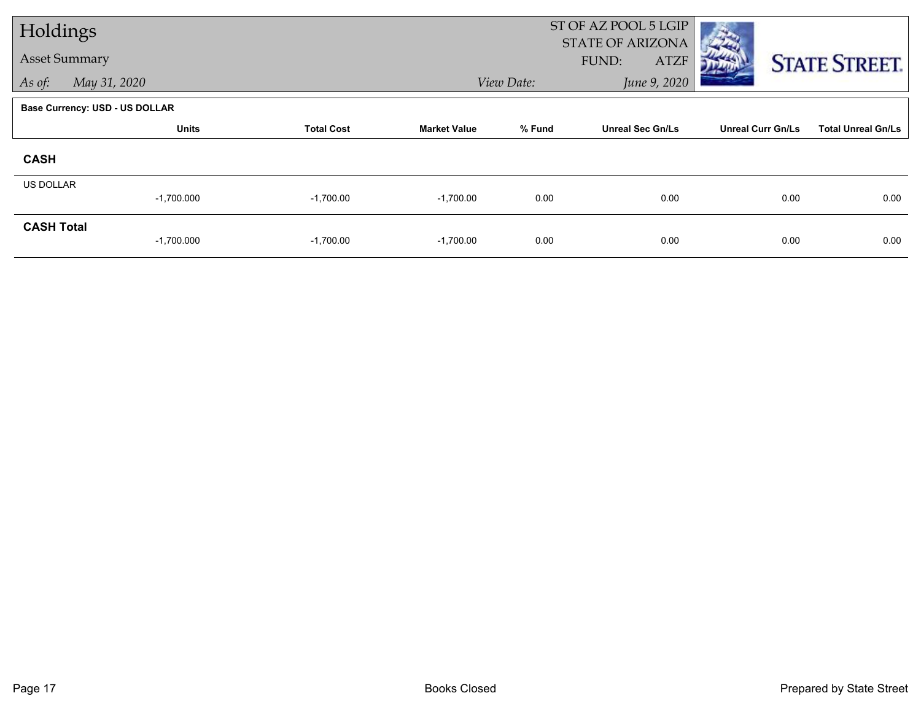# Holdings

## Asset Summary

*As of:* May 31, 2020

ST OF AZ POOL 5 LGIP
STATE OF ARIZONA
FUND: ATZF

*View Date:* June 9, 2020

**Base Currency: USD - US DOLLAR**

| | Units | Total Cost | Market Value | % Fund | Unreal Sec Gn/Ls | Unreal Curr Gn/Ls | Total Unreal Gn/Ls |
|---|---|---|---|---|---|---|---|
| **CASH** | | | | | | | |
| US DOLLAR | -1,700.000 | -1,700.00 | -1,700.00 | 0.00 | 0.00 | 0.00 | 0.00 |
| **CASH Total** | -1,700.000 | -1,700.00 | -1,700.00 | 0.00 | 0.00 | 0.00 | 0.00 |

Books Closed

Prepared by State Street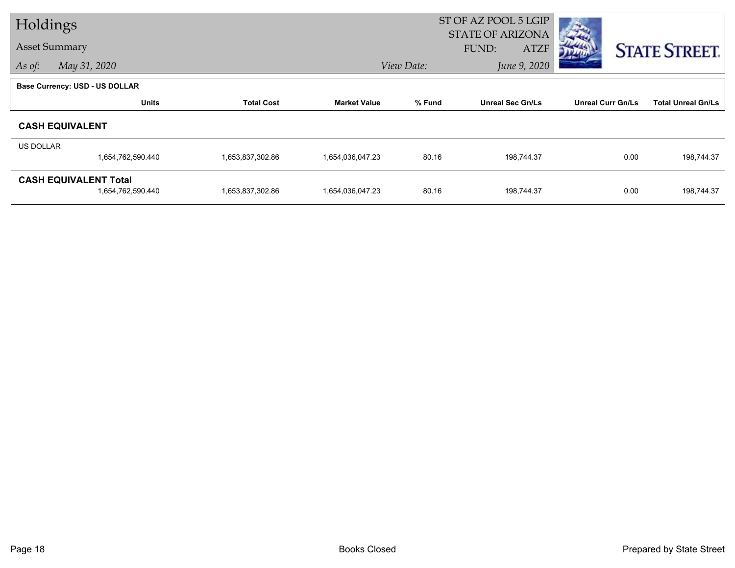# Holdings

## Asset Summary

*As of:* *May 31, 2020*

ST OF AZ POOL 5 LGIP
STATE OF ARIZONA
FUND: ATZF

*View Date:* *June 9, 2020*

**Base Currency: USD - US DOLLAR**

| | Units | Total Cost | Market Value | % Fund | Unreal Sec Gn/Ls | Unreal Curr Gn/Ls | Total Unreal Gn/Ls |
|---|---|---|---|---|---|---|---|
| **CASH EQUIVALENT** | | | | | | | |
| US DOLLAR | 1,654,762,590.440 | 1,653,837,302.86 | 1,654,036,047.23 | 80.16 | 198,744.37 | 0.00 | 198,744.37 |
| **CASH EQUIVALENT Total** | 1,654,762,590.440 | 1,653,837,302.86 | 1,654,036,047.23 | 80.16 | 198,744.37 | 0.00 | 198,744.37 |

Books Closed

Prepared by State Street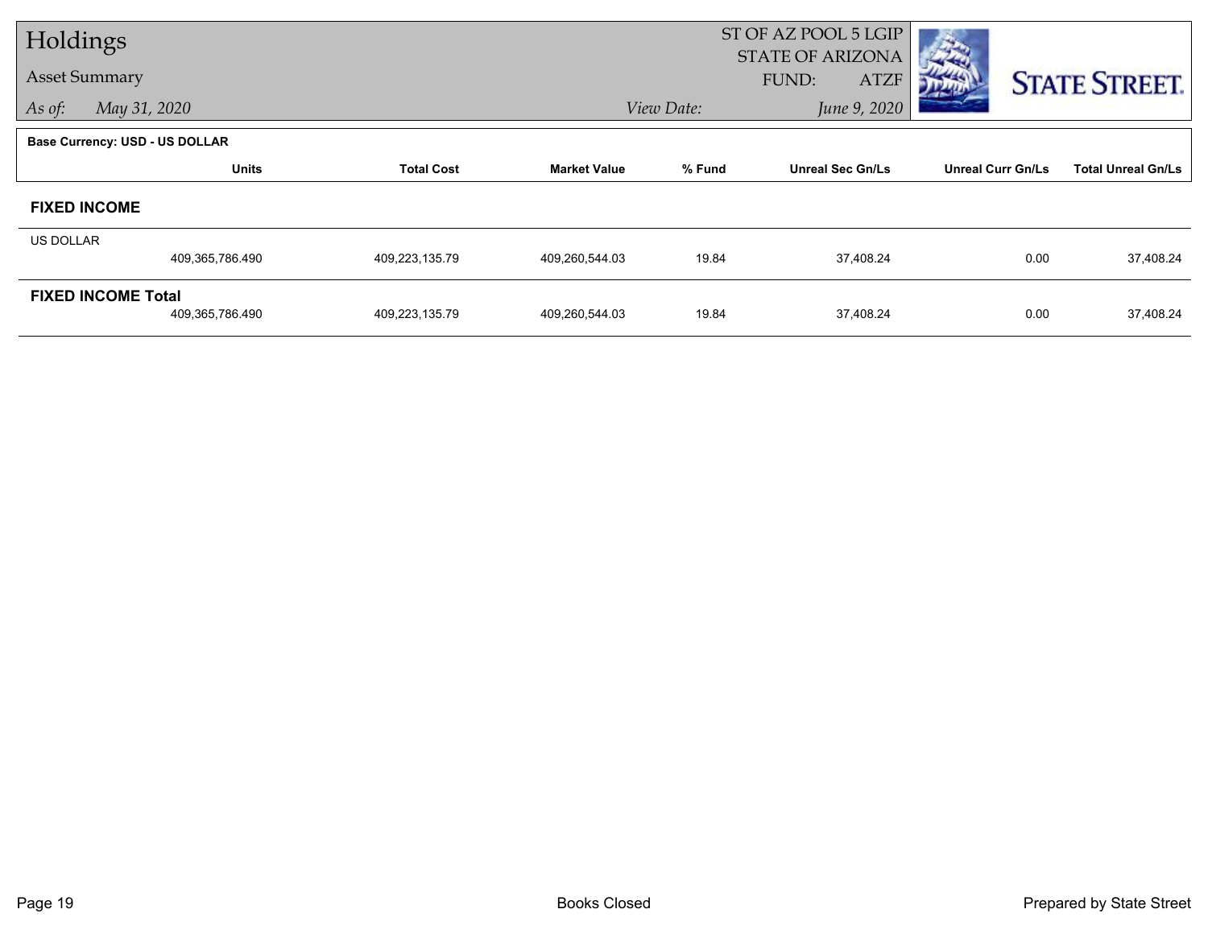# Holdings

## Asset Summary

*As of:* *May 31, 2020*  *View Date:* *June 9, 2020*

ST OF AZ POOL 5 LGIP
STATE OF ARIZONA
FUND: ATZF

STATE STREET.

**Base Currency: USD - US DOLLAR**

| | Units | Total Cost | Market Value | % Fund | Unreal Sec Gn/Ls | Unreal Curr Gn/Ls | Total Unreal Gn/Ls |
|---|---|---|---|---|---|---|---|
| **FIXED INCOME** | | | | | | | |
| US DOLLAR | 409,365,786.490 | 409,223,135.79 | 409,260,544.03 | 19.84 | 37,408.24 | 0.00 | 37,408.24 |
| **FIXED INCOME Total** | 409,365,786.490 | 409,223,135.79 | 409,260,544.03 | 19.84 | 37,408.24 | 0.00 | 37,408.24 |

Books Closed

Prepared by State Street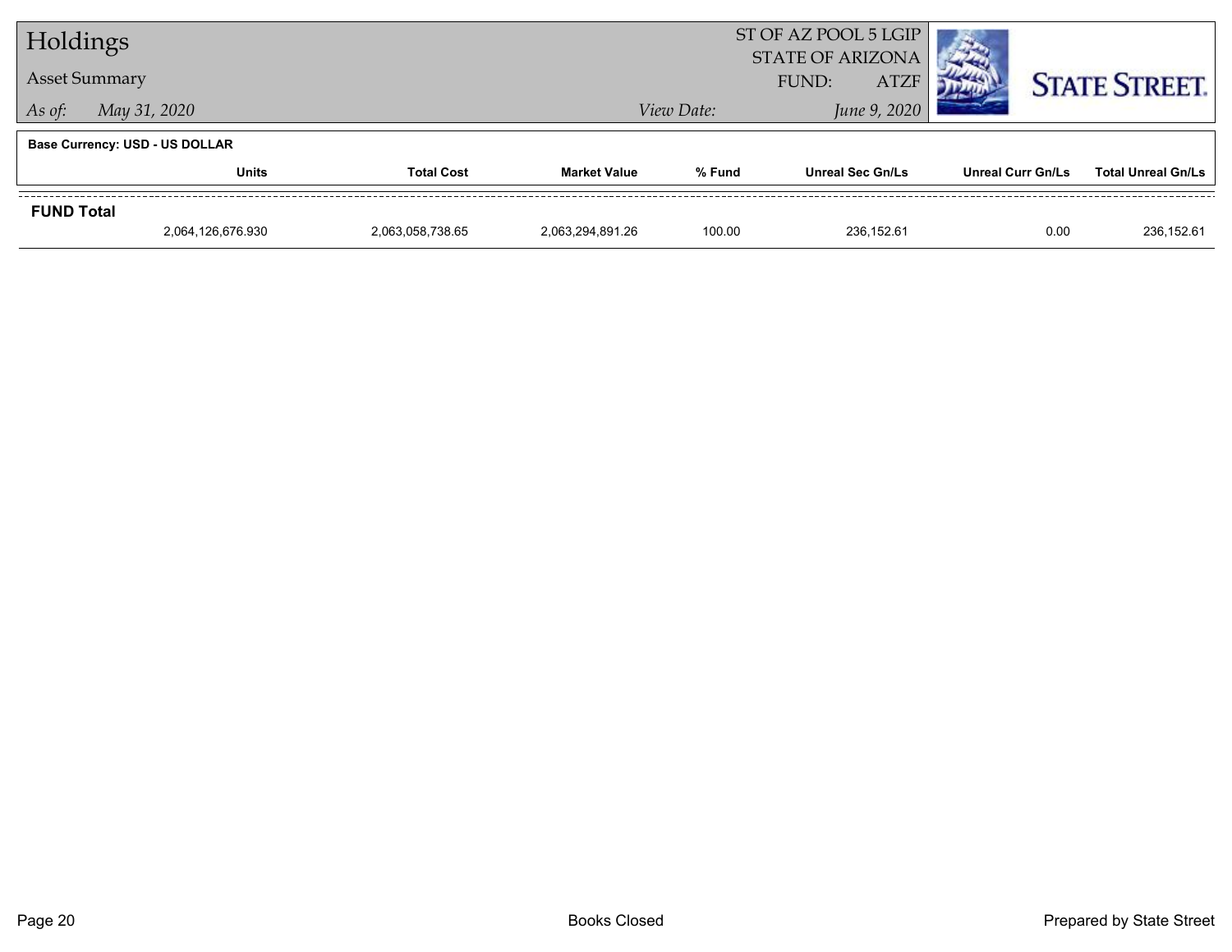# Holdings

## Asset Summary

*As of:* *May 31, 2020*

ST OF AZ POOL 5 LGIP
STATE OF ARIZONA
FUND: ATZF

*View Date:* *June 9, 2020*

**Base Currency: USD - US DOLLAR**

| | Units | Total Cost | Market Value | % Fund | Unreal Sec Gn/Ls | Unreal Curr Gn/Ls | Total Unreal Gn/Ls |
|---|---|---|---|---|---|---|---|
| **FUND Total** | | | | | | | |
| | 2,064,126,676.930 | 2,063,058,738.65 | 2,063,294,891.26 | 100.00 | 236,152.61 | 0.00 | 236,152.61 |

Books Closed

Prepared by State Street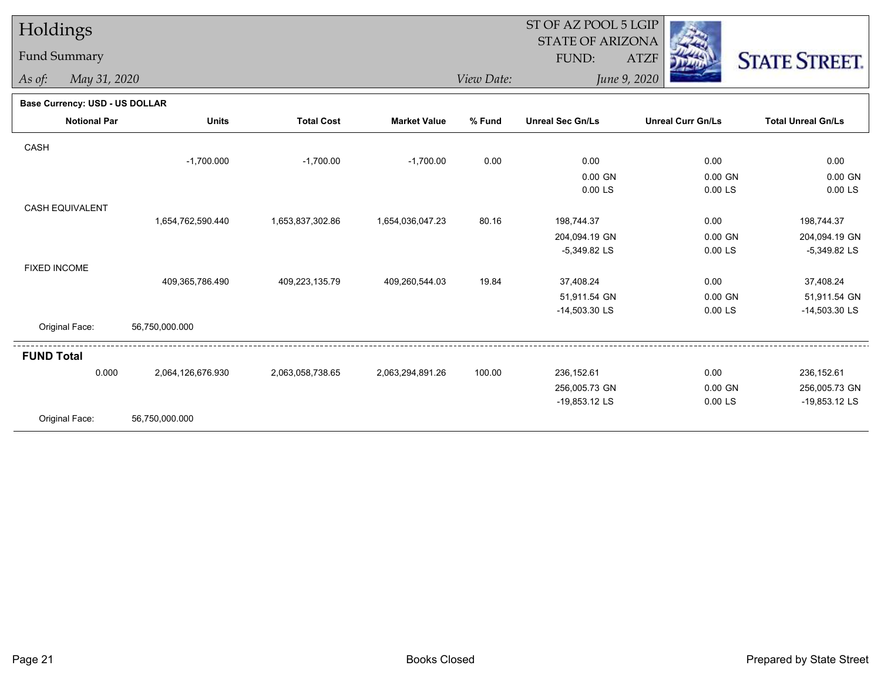# Holdings

Fund Summary

*As of:* *May 31, 2020*

ST OF AZ POOL 5 LGIP
STATE OF ARIZONA
FUND: ATZF

*View Date:* *June 9, 2020*

STATE STREET.

**Base Currency: USD - US DOLLAR**

| Notional Par | Units | Total Cost | Market Value | % Fund | Unreal Sec Gn/Ls | Unreal Curr Gn/Ls | Total Unreal Gn/Ls |
|---|---|---|---|---|---|---|---|
| CASH | | | | | | | |
| | -1,700.000 | -1,700.00 | -1,700.00 | 0.00 | 0.00 | 0.00 | 0.00 |
| | | | | | 0.00 GN | 0.00 GN | 0.00 GN |
| | | | | | 0.00 LS | 0.00 LS | 0.00 LS |
| CASH EQUIVALENT | | | | | | | |
| | 1,654,762,590.440 | 1,653,837,302.86 | 1,654,036,047.23 | 80.16 | 198,744.37 | 0.00 | 198,744.37 |
| | | | | | 204,094.19 GN | 0.00 GN | 204,094.19 GN |
| | | | | | -5,349.82 LS | 0.00 LS | -5,349.82 LS |
| FIXED INCOME | | | | | | | |
| | 409,365,786.490 | 409,223,135.79 | 409,260,544.03 | 19.84 | 37,408.24 | 0.00 | 37,408.24 |
| | | | | | 51,911.54 GN | 0.00 GN | 51,911.54 GN |
| | | | | | -14,503.30 LS | 0.00 LS | -14,503.30 LS |
| Original Face: | 56,750,000.000 | | | | | | |
| **FUND Total** | | | | | | | |
| 0.000 | 2,064,126,676.930 | 2,063,058,738.65 | 2,063,294,891.26 | 100.00 | 236,152.61 | 0.00 | 236,152.61 |
| | | | | | 256,005.73 GN | 0.00 GN | 256,005.73 GN |
| | | | | | -19,853.12 LS | 0.00 LS | -19,853.12 LS |
| Original Face: | 56,750,000.000 | | | | | | |

Books Closed

Prepared by State Street